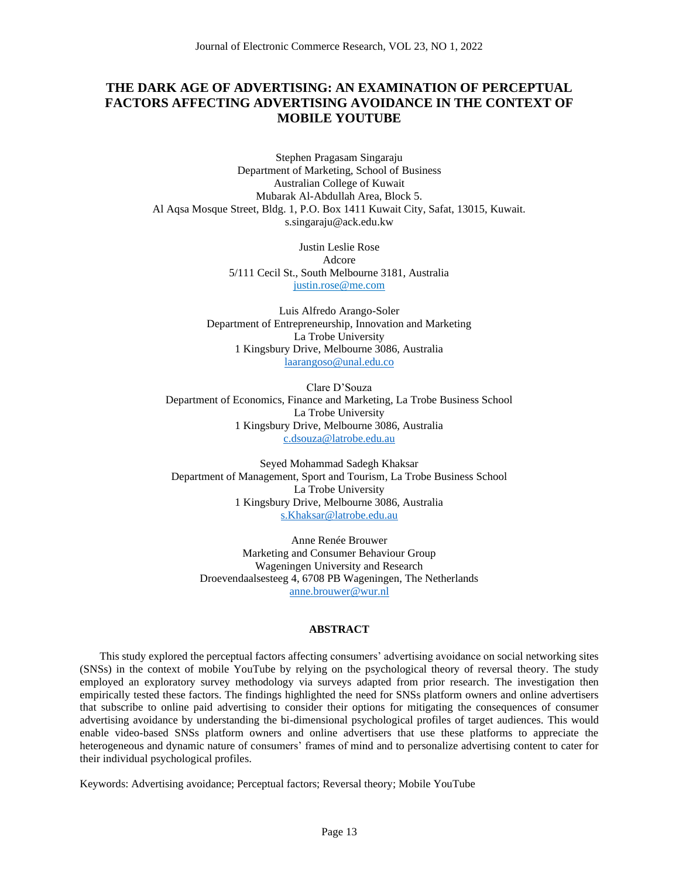# THE DARK AGE OF ADVERTISING: AN EXAMINATION OF PERCEPTUAL FACTORS AFFECTING ADVERTISING AVOIDANCE IN THE CONTEXT OF MOBILE YOUTUBE

Stephen Pragasam Singaraju
Department of Marketing, School of Business
Australian College of Kuwait
Mubarak Al-Abdullah Area, Block 5.
Al Aqsa Mosque Street, Bldg. 1, P.O. Box 1411 Kuwait City, Safat, 13015, Kuwait.
s.singaraju@ack.edu.kw

Justin Leslie Rose
Adcore
5/111 Cecil St., South Melbourne 3181, Australia
justin.rose@me.com

Luis Alfredo Arango-Soler
Department of Entrepreneurship, Innovation and Marketing
La Trobe University
1 Kingsbury Drive, Melbourne 3086, Australia
laarangoso@unal.edu.co

Clare D'Souza
Department of Economics, Finance and Marketing, La Trobe Business School
La Trobe University
1 Kingsbury Drive, Melbourne 3086, Australia
c.dsouza@latrobe.edu.au

Seyed Mohammad Sadegh Khaksar
Department of Management, Sport and Tourism, La Trobe Business School
La Trobe University
1 Kingsbury Drive, Melbourne 3086, Australia
s.Khaksar@latrobe.edu.au

Anne Renée Brouwer
Marketing and Consumer Behaviour Group
Wageningen University and Research
Droevendaalsesteeg 4, 6708 PB Wageningen, The Netherlands
anne.brouwer@wur.nl

## ABSTRACT

This study explored the perceptual factors affecting consumers' advertising avoidance on social networking sites (SNSs) in the context of mobile YouTube by relying on the psychological theory of reversal theory. The study employed an exploratory survey methodology via surveys adapted from prior research. The investigation then empirically tested these factors. The findings highlighted the need for SNSs platform owners and online advertisers that subscribe to online paid advertising to consider their options for mitigating the consequences of consumer advertising avoidance by understanding the bi-dimensional psychological profiles of target audiences. This would enable video-based SNSs platform owners and online advertisers that use these platforms to appreciate the heterogeneous and dynamic nature of consumers' frames of mind and to personalize advertising content to cater for their individual psychological profiles.

Keywords: Advertising avoidance; Perceptual factors; Reversal theory; Mobile YouTube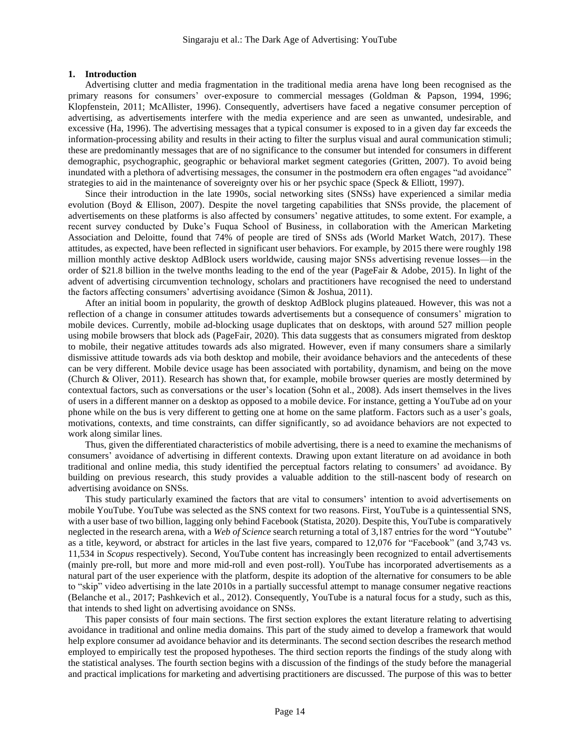## 1. Introduction

Advertising clutter and media fragmentation in the traditional media arena have long been recognised as the primary reasons for consumers' over-exposure to commercial messages (Goldman & Papson, 1994, 1996; Klopfenstein, 2011; McAllister, 1996). Consequently, advertisers have faced a negative consumer perception of advertising, as advertisements interfere with the media experience and are seen as unwanted, undesirable, and excessive (Ha, 1996). The advertising messages that a typical consumer is exposed to in a given day far exceeds the information-processing ability and results in their acting to filter the surplus visual and aural communication stimuli; these are predominantly messages that are of no significance to the consumer but intended for consumers in different demographic, psychographic, geographic or behavioral market segment categories (Gritten, 2007). To avoid being inundated with a plethora of advertising messages, the consumer in the postmodern era often engages "ad avoidance" strategies to aid in the maintenance of sovereignty over his or her psychic space (Speck & Elliott, 1997).

Since their introduction in the late 1990s, social networking sites (SNSs) have experienced a similar media evolution (Boyd & Ellison, 2007). Despite the novel targeting capabilities that SNSs provide, the placement of advertisements on these platforms is also affected by consumers' negative attitudes, to some extent. For example, a recent survey conducted by Duke's Fuqua School of Business, in collaboration with the American Marketing Association and Deloitte, found that 74% of people are tired of SNSs ads (World Market Watch, 2017). These attitudes, as expected, have been reflected in significant user behaviors. For example, by 2015 there were roughly 198 million monthly active desktop AdBlock users worldwide, causing major SNSs advertising revenue losses—in the order of $21.8 billion in the twelve months leading to the end of the year (PageFair & Adobe, 2015). In light of the advent of advertising circumvention technology, scholars and practitioners have recognised the need to understand the factors affecting consumers' advertising avoidance (Simon & Joshua, 2011).

After an initial boom in popularity, the growth of desktop AdBlock plugins plateaued. However, this was not a reflection of a change in consumer attitudes towards advertisements but a consequence of consumers' migration to mobile devices. Currently, mobile ad-blocking usage duplicates that on desktops, with around 527 million people using mobile browsers that block ads (PageFair, 2020). This data suggests that as consumers migrated from desktop to mobile, their negative attitudes towards ads also migrated. However, even if many consumers share a similarly dismissive attitude towards ads via both desktop and mobile, their avoidance behaviors and the antecedents of these can be very different. Mobile device usage has been associated with portability, dynamism, and being on the move (Church & Oliver, 2011). Research has shown that, for example, mobile browser queries are mostly determined by contextual factors, such as conversations or the user's location (Sohn et al., 2008). Ads insert themselves in the lives of users in a different manner on a desktop as opposed to a mobile device. For instance, getting a YouTube ad on your phone while on the bus is very different to getting one at home on the same platform. Factors such as a user's goals, motivations, contexts, and time constraints, can differ significantly, so ad avoidance behaviors are not expected to work along similar lines.

Thus, given the differentiated characteristics of mobile advertising, there is a need to examine the mechanisms of consumers' avoidance of advertising in different contexts. Drawing upon extant literature on ad avoidance in both traditional and online media, this study identified the perceptual factors relating to consumers' ad avoidance. By building on previous research, this study provides a valuable addition to the still-nascent body of research on advertising avoidance on SNSs.

This study particularly examined the factors that are vital to consumers' intention to avoid advertisements on mobile YouTube. YouTube was selected as the SNS context for two reasons. First, YouTube is a quintessential SNS, with a user base of two billion, lagging only behind Facebook (Statista, 2020). Despite this, YouTube is comparatively neglected in the research arena, with a *Web of Science* search returning a total of 3,187 entries for the word "Youtube" as a title, keyword, or abstract for articles in the last five years, compared to 12,076 for "Facebook" (and 3,743 vs. 11,534 in *Scopus* respectively). Second, YouTube content has increasingly been recognized to entail advertisements (mainly pre-roll, but more and more mid-roll and even post-roll). YouTube has incorporated advertisements as a natural part of the user experience with the platform, despite its adoption of the alternative for consumers to be able to "skip" video advertising in the late 2010s in a partially successful attempt to manage consumer negative reactions (Belanche et al., 2017; Pashkevich et al., 2012). Consequently, YouTube is a natural focus for a study, such as this, that intends to shed light on advertising avoidance on SNSs.

This paper consists of four main sections. The first section explores the extant literature relating to advertising avoidance in traditional and online media domains. This part of the study aimed to develop a framework that would help explore consumer ad avoidance behavior and its determinants. The second section describes the research method employed to empirically test the proposed hypotheses. The third section reports the findings of the study along with the statistical analyses. The fourth section begins with a discussion of the findings of the study before the managerial and practical implications for marketing and advertising practitioners are discussed. The purpose of this was to better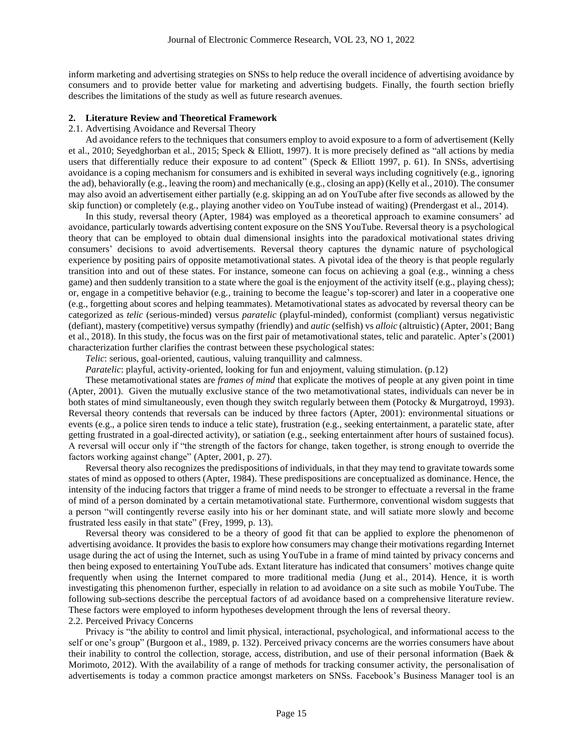inform marketing and advertising strategies on SNSs to help reduce the overall incidence of advertising avoidance by consumers and to provide better value for marketing and advertising budgets. Finally, the fourth section briefly describes the limitations of the study as well as future research avenues.

## 2. Literature Review and Theoretical Framework

### 2.1. Advertising Avoidance and Reversal Theory

Ad avoidance refers to the techniques that consumers employ to avoid exposure to a form of advertisement (Kelly et al., 2010; Seyedghorban et al., 2015; Speck & Elliott, 1997). It is more precisely defined as "all actions by media users that differentially reduce their exposure to ad content" (Speck & Elliott 1997, p. 61). In SNSs, advertising avoidance is a coping mechanism for consumers and is exhibited in several ways including cognitively (e.g., ignoring the ad), behaviorally (e.g., leaving the room) and mechanically (e.g., closing an app) (Kelly et al., 2010). The consumer may also avoid an advertisement either partially (e.g. skipping an ad on YouTube after five seconds as allowed by the skip function) or completely (e.g., playing another video on YouTube instead of waiting) (Prendergast et al., 2014).

In this study, reversal theory (Apter, 1984) was employed as a theoretical approach to examine consumers' ad avoidance, particularly towards advertising content exposure on the SNS YouTube. Reversal theory is a psychological theory that can be employed to obtain dual dimensional insights into the paradoxical motivational states driving consumers' decisions to avoid advertisements. Reversal theory captures the dynamic nature of psychological experience by positing pairs of opposite metamotivational states. A pivotal idea of the theory is that people regularly transition into and out of these states. For instance, someone can focus on achieving a goal (e.g., winning a chess game) and then suddenly transition to a state where the goal is the enjoyment of the activity itself (e.g., playing chess); or, engage in a competitive behavior (e.g., training to become the league's top-scorer) and later in a cooperative one (e.g., forgetting about scores and helping teammates). Metamotivational states as advocated by reversal theory can be categorized as *telic* (serious-minded) versus *paratelic* (playful-minded), conformist (compliant) versus negativistic (defiant), mastery (competitive) versus sympathy (friendly) and *autic* (selfish) vs *alloic* (altruistic) (Apter, 2001; Bang et al., 2018). In this study, the focus was on the first pair of metamotivational states, telic and paratelic. Apter's (2001) characterization further clarifies the contrast between these psychological states:

*Telic*: serious, goal-oriented, cautious, valuing tranquillity and calmness.

*Paratelic*: playful, activity-oriented, looking for fun and enjoyment, valuing stimulation. (p.12)

These metamotivational states are *frames of mind* that explicate the motives of people at any given point in time (Apter, 2001). Given the mutually exclusive stance of the two metamotivational states, individuals can never be in both states of mind simultaneously, even though they switch regularly between them (Potocky & Murgatroyd, 1993). Reversal theory contends that reversals can be induced by three factors (Apter, 2001): environmental situations or events (e.g., a police siren tends to induce a telic state), frustration (e.g., seeking entertainment, a paratelic state, after getting frustrated in a goal-directed activity), or satiation (e.g., seeking entertainment after hours of sustained focus). A reversal will occur only if "the strength of the factors for change, taken together, is strong enough to override the factors working against change" (Apter, 2001, p. 27).

Reversal theory also recognizes the predispositions of individuals, in that they may tend to gravitate towards some states of mind as opposed to others (Apter, 1984). These predispositions are conceptualized as dominance. Hence, the intensity of the inducing factors that trigger a frame of mind needs to be stronger to effectuate a reversal in the frame of mind of a person dominated by a certain metamotivational state. Furthermore, conventional wisdom suggests that a person "will contingently reverse easily into his or her dominant state, and will satiate more slowly and become frustrated less easily in that state" (Frey, 1999, p. 13).

Reversal theory was considered to be a theory of good fit that can be applied to explore the phenomenon of advertising avoidance. It provides the basis to explore how consumers may change their motivations regarding Internet usage during the act of using the Internet, such as using YouTube in a frame of mind tainted by privacy concerns and then being exposed to entertaining YouTube ads. Extant literature has indicated that consumers' motives change quite frequently when using the Internet compared to more traditional media (Jung et al., 2014). Hence, it is worth investigating this phenomenon further, especially in relation to ad avoidance on a site such as mobile YouTube. The following sub-sections describe the perceptual factors of ad avoidance based on a comprehensive literature review. These factors were employed to inform hypotheses development through the lens of reversal theory.

### 2.2. Perceived Privacy Concerns

Privacy is "the ability to control and limit physical, interactional, psychological, and informational access to the self or one's group" (Burgoon et al., 1989, p. 132). Perceived privacy concerns are the worries consumers have about their inability to control the collection, storage, access, distribution, and use of their personal information (Baek & Morimoto, 2012). With the availability of a range of methods for tracking consumer activity, the personalisation of advertisements is today a common practice amongst marketers on SNSs. Facebook's Business Manager tool is an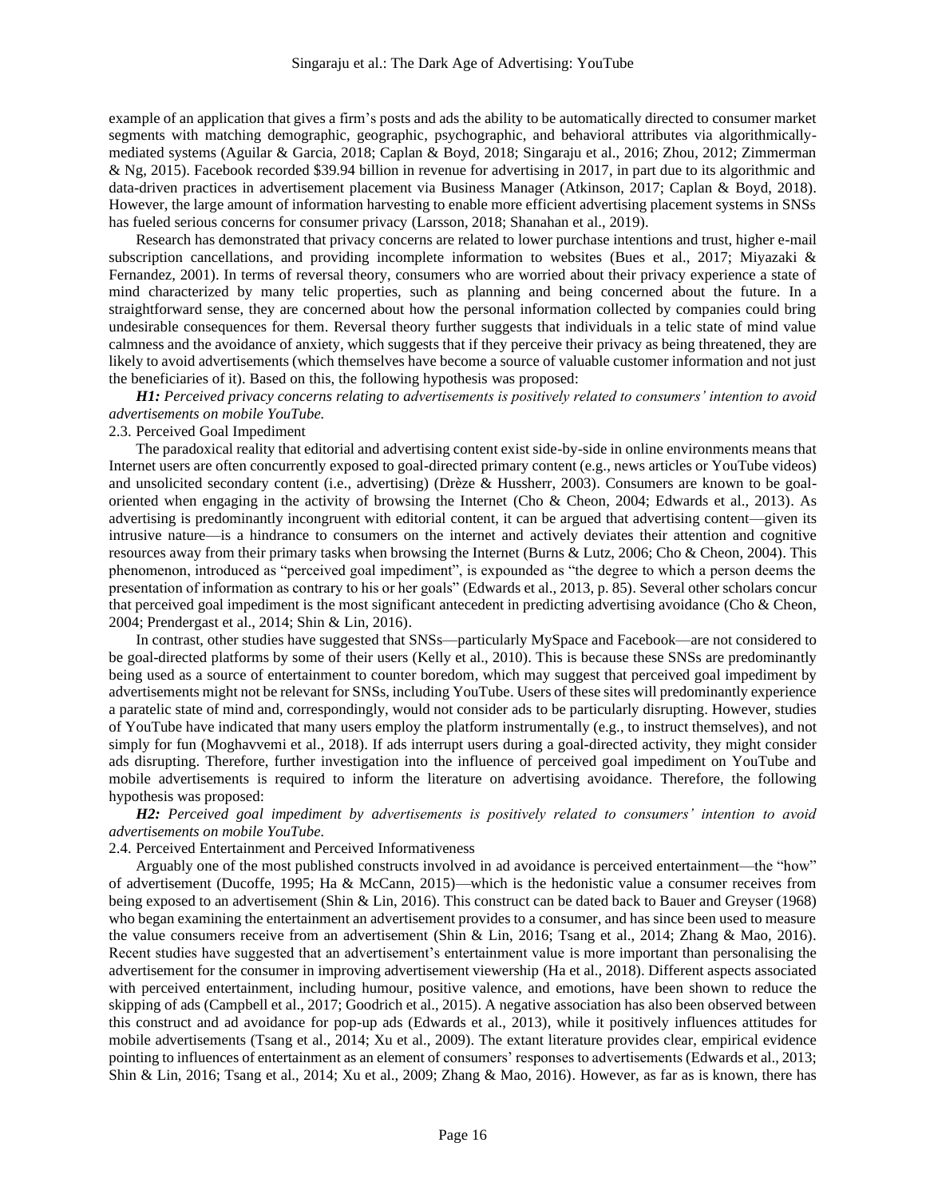example of an application that gives a firm's posts and ads the ability to be automatically directed to consumer market segments with matching demographic, geographic, psychographic, and behavioral attributes via algorithmically-mediated systems (Aguilar & Garcia, 2018; Caplan & Boyd, 2018; Singaraju et al., 2016; Zhou, 2012; Zimmerman & Ng, 2015). Facebook recorded $39.94 billion in revenue for advertising in 2017, in part due to its algorithmic and data-driven practices in advertisement placement via Business Manager (Atkinson, 2017; Caplan & Boyd, 2018). However, the large amount of information harvesting to enable more efficient advertising placement systems in SNSs has fueled serious concerns for consumer privacy (Larsson, 2018; Shanahan et al., 2019).

Research has demonstrated that privacy concerns are related to lower purchase intentions and trust, higher e-mail subscription cancellations, and providing incomplete information to websites (Bues et al., 2017; Miyazaki & Fernandez, 2001). In terms of reversal theory, consumers who are worried about their privacy experience a state of mind characterized by many telic properties, such as planning and being concerned about the future. In a straightforward sense, they are concerned about how the personal information collected by companies could bring undesirable consequences for them. Reversal theory further suggests that individuals in a telic state of mind value calmness and the avoidance of anxiety, which suggests that if they perceive their privacy as being threatened, they are likely to avoid advertisements (which themselves have become a source of valuable customer information and not just the beneficiaries of it). Based on this, the following hypothesis was proposed:

***H1:*** *Perceived privacy concerns relating to advertisements is positively related to consumers' intention to avoid advertisements on mobile YouTube.*

### 2.3. Perceived Goal Impediment

The paradoxical reality that editorial and advertising content exist side-by-side in online environments means that Internet users are often concurrently exposed to goal-directed primary content (e.g., news articles or YouTube videos) and unsolicited secondary content (i.e., advertising) (Drèze & Hussherr, 2003). Consumers are known to be goal-oriented when engaging in the activity of browsing the Internet (Cho & Cheon, 2004; Edwards et al., 2013). As advertising is predominantly incongruent with editorial content, it can be argued that advertising content—given its intrusive nature—is a hindrance to consumers on the internet and actively deviates their attention and cognitive resources away from their primary tasks when browsing the Internet (Burns & Lutz, 2006; Cho & Cheon, 2004). This phenomenon, introduced as "perceived goal impediment", is expounded as "the degree to which a person deems the presentation of information as contrary to his or her goals" (Edwards et al., 2013, p. 85). Several other scholars concur that perceived goal impediment is the most significant antecedent in predicting advertising avoidance (Cho & Cheon, 2004; Prendergast et al., 2014; Shin & Lin, 2016).

In contrast, other studies have suggested that SNSs—particularly MySpace and Facebook—are not considered to be goal-directed platforms by some of their users (Kelly et al., 2010). This is because these SNSs are predominantly being used as a source of entertainment to counter boredom, which may suggest that perceived goal impediment by advertisements might not be relevant for SNSs, including YouTube. Users of these sites will predominantly experience a paratelic state of mind and, correspondingly, would not consider ads to be particularly disrupting. However, studies of YouTube have indicated that many users employ the platform instrumentally (e.g., to instruct themselves), and not simply for fun (Moghavvemi et al., 2018). If ads interrupt users during a goal-directed activity, they might consider ads disrupting. Therefore, further investigation into the influence of perceived goal impediment on YouTube and mobile advertisements is required to inform the literature on advertising avoidance. Therefore, the following hypothesis was proposed:

***H2:*** *Perceived goal impediment by advertisements is positively related to consumers' intention to avoid advertisements on mobile YouTube.*

### 2.4. Perceived Entertainment and Perceived Informativeness

Arguably one of the most published constructs involved in ad avoidance is perceived entertainment—the "how" of advertisement (Ducoffe, 1995; Ha & McCann, 2015)—which is the hedonistic value a consumer receives from being exposed to an advertisement (Shin & Lin, 2016). This construct can be dated back to Bauer and Greyser (1968) who began examining the entertainment an advertisement provides to a consumer, and has since been used to measure the value consumers receive from an advertisement (Shin & Lin, 2016; Tsang et al., 2014; Zhang & Mao, 2016). Recent studies have suggested that an advertisement's entertainment value is more important than personalising the advertisement for the consumer in improving advertisement viewership (Ha et al., 2018). Different aspects associated with perceived entertainment, including humour, positive valence, and emotions, have been shown to reduce the skipping of ads (Campbell et al., 2017; Goodrich et al., 2015). A negative association has also been observed between this construct and ad avoidance for pop-up ads (Edwards et al., 2013), while it positively influences attitudes for mobile advertisements (Tsang et al., 2014; Xu et al., 2009). The extant literature provides clear, empirical evidence pointing to influences of entertainment as an element of consumers' responses to advertisements (Edwards et al., 2013; Shin & Lin, 2016; Tsang et al., 2014; Xu et al., 2009; Zhang & Mao, 2016). However, as far as is known, there has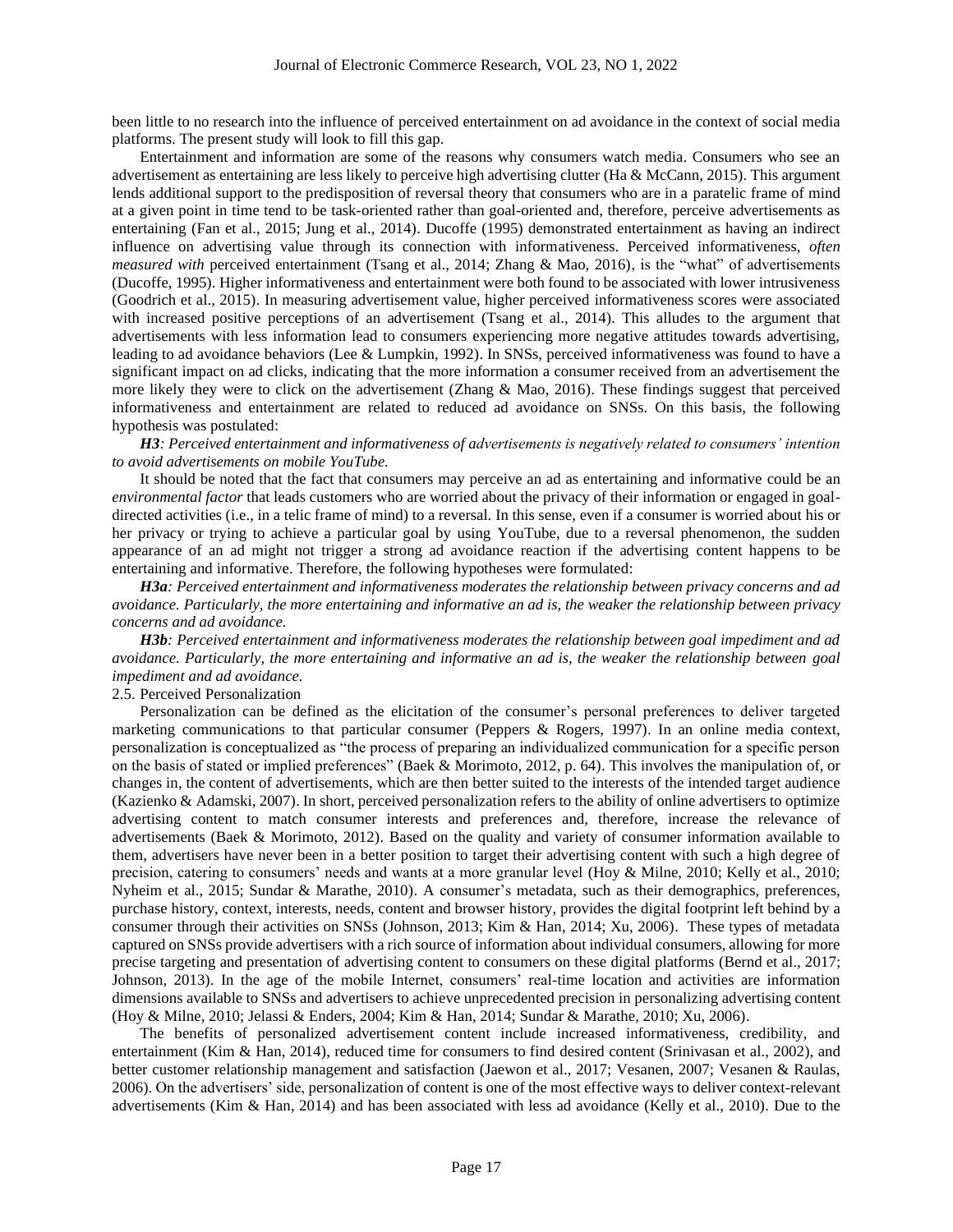been little to no research into the influence of perceived entertainment on ad avoidance in the context of social media platforms. The present study will look to fill this gap.

Entertainment and information are some of the reasons why consumers watch media. Consumers who see an advertisement as entertaining are less likely to perceive high advertising clutter (Ha & McCann, 2015). This argument lends additional support to the predisposition of reversal theory that consumers who are in a paratelic frame of mind at a given point in time tend to be task-oriented rather than goal-oriented and, therefore, perceive advertisements as entertaining (Fan et al., 2015; Jung et al., 2014). Ducoffe (1995) demonstrated entertainment as having an indirect influence on advertising value through its connection with informativeness. Perceived informativeness, *often measured with* perceived entertainment (Tsang et al., 2014; Zhang & Mao, 2016), is the "what" of advertisements (Ducoffe, 1995). Higher informativeness and entertainment were both found to be associated with lower intrusiveness (Goodrich et al., 2015). In measuring advertisement value, higher perceived informativeness scores were associated with increased positive perceptions of an advertisement (Tsang et al., 2014). This alludes to the argument that advertisements with less information lead to consumers experiencing more negative attitudes towards advertising, leading to ad avoidance behaviors (Lee & Lumpkin, 1992). In SNSs, perceived informativeness was found to have a significant impact on ad clicks, indicating that the more information a consumer received from an advertisement the more likely they were to click on the advertisement (Zhang & Mao, 2016). These findings suggest that perceived informativeness and entertainment are related to reduced ad avoidance on SNSs. On this basis, the following hypothesis was postulated:

***H3****: Perceived entertainment and informativeness of advertisements is negatively related to consumers' intention to avoid advertisements on mobile YouTube.*

It should be noted that the fact that consumers may perceive an ad as entertaining and informative could be an *environmental factor* that leads customers who are worried about the privacy of their information or engaged in goal-directed activities (i.e., in a telic frame of mind) to a reversal. In this sense, even if a consumer is worried about his or her privacy or trying to achieve a particular goal by using YouTube, due to a reversal phenomenon, the sudden appearance of an ad might not trigger a strong ad avoidance reaction if the advertising content happens to be entertaining and informative. Therefore, the following hypotheses were formulated:

***H3a****: Perceived entertainment and informativeness moderates the relationship between privacy concerns and ad avoidance. Particularly, the more entertaining and informative an ad is, the weaker the relationship between privacy concerns and ad avoidance.*

***H3b****: Perceived entertainment and informativeness moderates the relationship between goal impediment and ad avoidance. Particularly, the more entertaining and informative an ad is, the weaker the relationship between goal impediment and ad avoidance.*

### 2.5. Perceived Personalization

Personalization can be defined as the elicitation of the consumer's personal preferences to deliver targeted marketing communications to that particular consumer (Peppers & Rogers, 1997). In an online media context, personalization is conceptualized as "the process of preparing an individualized communication for a specific person on the basis of stated or implied preferences" (Baek & Morimoto, 2012, p. 64). This involves the manipulation of, or changes in, the content of advertisements, which are then better suited to the interests of the intended target audience (Kazienko & Adamski, 2007). In short, perceived personalization refers to the ability of online advertisers to optimize advertising content to match consumer interests and preferences and, therefore, increase the relevance of advertisements (Baek & Morimoto, 2012). Based on the quality and variety of consumer information available to them, advertisers have never been in a better position to target their advertising content with such a high degree of precision, catering to consumers' needs and wants at a more granular level (Hoy & Milne, 2010; Kelly et al., 2010; Nyheim et al., 2015; Sundar & Marathe, 2010). A consumer's metadata, such as their demographics, preferences, purchase history, context, interests, needs, content and browser history, provides the digital footprint left behind by a consumer through their activities on SNSs (Johnson, 2013; Kim & Han, 2014; Xu, 2006). These types of metadata captured on SNSs provide advertisers with a rich source of information about individual consumers, allowing for more precise targeting and presentation of advertising content to consumers on these digital platforms (Bernd et al., 2017; Johnson, 2013). In the age of the mobile Internet, consumers' real-time location and activities are information dimensions available to SNSs and advertisers to achieve unprecedented precision in personalizing advertising content (Hoy & Milne, 2010; Jelassi & Enders, 2004; Kim & Han, 2014; Sundar & Marathe, 2010; Xu, 2006).

The benefits of personalized advertisement content include increased informativeness, credibility, and entertainment (Kim & Han, 2014), reduced time for consumers to find desired content (Srinivasan et al., 2002), and better customer relationship management and satisfaction (Jaewon et al., 2017; Vesanen, 2007; Vesanen & Raulas, 2006). On the advertisers' side, personalization of content is one of the most effective ways to deliver context-relevant advertisements (Kim & Han, 2014) and has been associated with less ad avoidance (Kelly et al., 2010). Due to the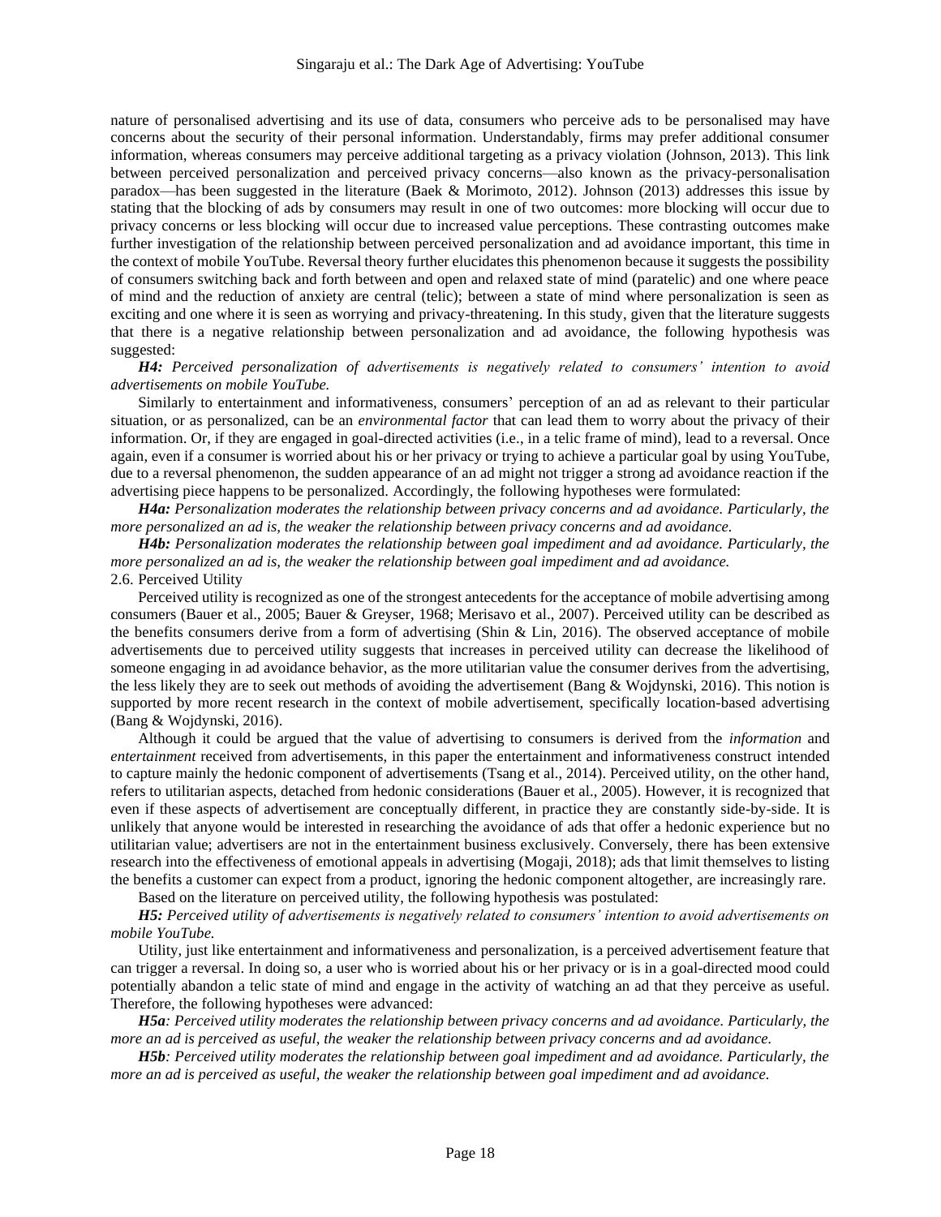nature of personalised advertising and its use of data, consumers who perceive ads to be personalised may have concerns about the security of their personal information. Understandably, firms may prefer additional consumer information, whereas consumers may perceive additional targeting as a privacy violation (Johnson, 2013). This link between perceived personalization and perceived privacy concerns—also known as the privacy-personalisation paradox—has been suggested in the literature (Baek & Morimoto, 2012). Johnson (2013) addresses this issue by stating that the blocking of ads by consumers may result in one of two outcomes: more blocking will occur due to privacy concerns or less blocking will occur due to increased value perceptions. These contrasting outcomes make further investigation of the relationship between perceived personalization and ad avoidance important, this time in the context of mobile YouTube. Reversal theory further elucidates this phenomenon because it suggests the possibility of consumers switching back and forth between and open and relaxed state of mind (paratelic) and one where peace of mind and the reduction of anxiety are central (telic); between a state of mind where personalization is seen as exciting and one where it is seen as worrying and privacy-threatening. In this study, given that the literature suggests that there is a negative relationship between personalization and ad avoidance, the following hypothesis was suggested:

***H4:*** *Perceived personalization of advertisements is negatively related to consumers' intention to avoid advertisements on mobile YouTube.*

Similarly to entertainment and informativeness, consumers' perception of an ad as relevant to their particular situation, or as personalized, can be an *environmental factor* that can lead them to worry about the privacy of their information. Or, if they are engaged in goal-directed activities (i.e., in a telic frame of mind), lead to a reversal. Once again, even if a consumer is worried about his or her privacy or trying to achieve a particular goal by using YouTube, due to a reversal phenomenon, the sudden appearance of an ad might not trigger a strong ad avoidance reaction if the advertising piece happens to be personalized. Accordingly, the following hypotheses were formulated:

***H4a:*** *Personalization moderates the relationship between privacy concerns and ad avoidance. Particularly, the more personalized an ad is, the weaker the relationship between privacy concerns and ad avoidance.*

***H4b:*** *Personalization moderates the relationship between goal impediment and ad avoidance. Particularly, the more personalized an ad is, the weaker the relationship between goal impediment and ad avoidance.*

## 2.6. Perceived Utility

Perceived utility is recognized as one of the strongest antecedents for the acceptance of mobile advertising among consumers (Bauer et al., 2005; Bauer & Greyser, 1968; Merisavo et al., 2007). Perceived utility can be described as the benefits consumers derive from a form of advertising (Shin & Lin, 2016). The observed acceptance of mobile advertisements due to perceived utility suggests that increases in perceived utility can decrease the likelihood of someone engaging in ad avoidance behavior, as the more utilitarian value the consumer derives from the advertising, the less likely they are to seek out methods of avoiding the advertisement (Bang & Wojdynski, 2016). This notion is supported by more recent research in the context of mobile advertisement, specifically location-based advertising (Bang & Wojdynski, 2016).

Although it could be argued that the value of advertising to consumers is derived from the *information* and *entertainment* received from advertisements, in this paper the entertainment and informativeness construct intended to capture mainly the hedonic component of advertisements (Tsang et al., 2014). Perceived utility, on the other hand, refers to utilitarian aspects, detached from hedonic considerations (Bauer et al., 2005). However, it is recognized that even if these aspects of advertisement are conceptually different, in practice they are constantly side-by-side. It is unlikely that anyone would be interested in researching the avoidance of ads that offer a hedonic experience but no utilitarian value; advertisers are not in the entertainment business exclusively. Conversely, there has been extensive research into the effectiveness of emotional appeals in advertising (Mogaji, 2018); ads that limit themselves to listing the benefits a customer can expect from a product, ignoring the hedonic component altogether, are increasingly rare.

Based on the literature on perceived utility, the following hypothesis was postulated:

***H5:*** *Perceived utility of advertisements is negatively related to consumers' intention to avoid advertisements on mobile YouTube.*

Utility, just like entertainment and informativeness and personalization, is a perceived advertisement feature that can trigger a reversal. In doing so, a user who is worried about his or her privacy or is in a goal-directed mood could potentially abandon a telic state of mind and engage in the activity of watching an ad that they perceive as useful. Therefore, the following hypotheses were advanced:

***H5a****: Perceived utility moderates the relationship between privacy concerns and ad avoidance. Particularly, the more an ad is perceived as useful, the weaker the relationship between privacy concerns and ad avoidance.*

***H5b****: Perceived utility moderates the relationship between goal impediment and ad avoidance. Particularly, the more an ad is perceived as useful, the weaker the relationship between goal impediment and ad avoidance.*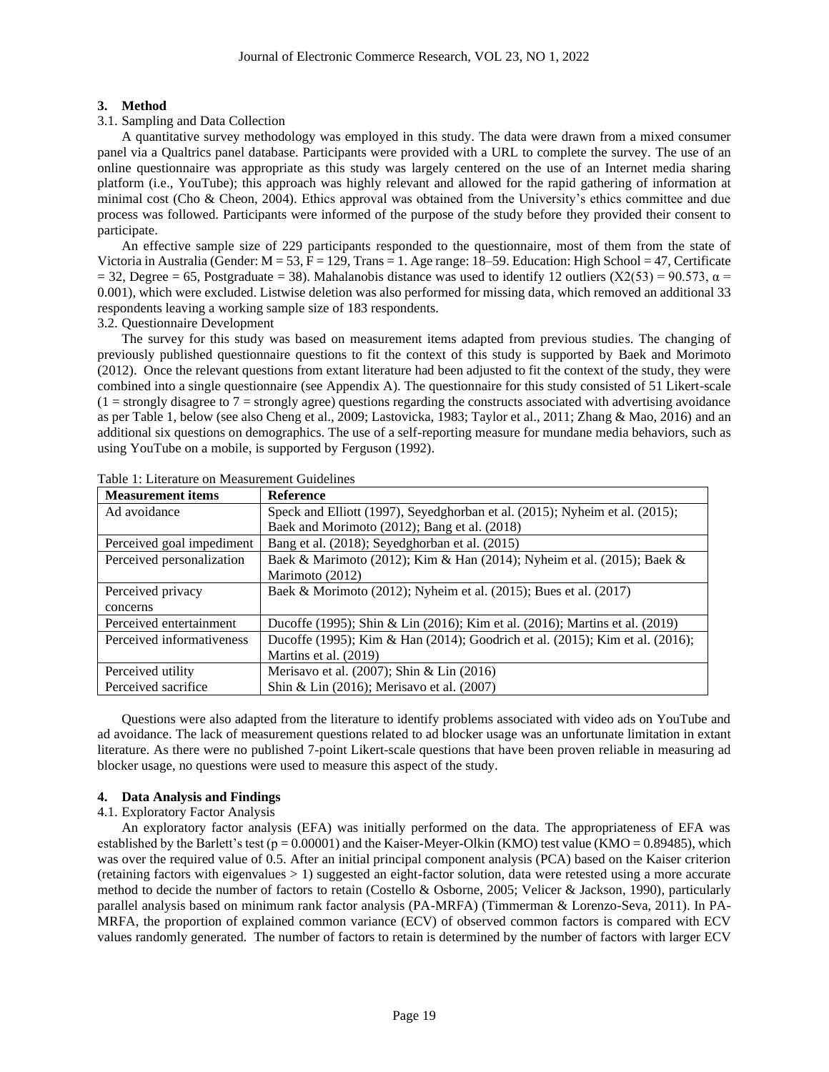## 3. Method

### 3.1. Sampling and Data Collection

A quantitative survey methodology was employed in this study. The data were drawn from a mixed consumer panel via a Qualtrics panel database. Participants were provided with a URL to complete the survey. The use of an online questionnaire was appropriate as this study was largely centered on the use of an Internet media sharing platform (i.e., YouTube); this approach was highly relevant and allowed for the rapid gathering of information at minimal cost (Cho & Cheon, 2004). Ethics approval was obtained from the University's ethics committee and due process was followed. Participants were informed of the purpose of the study before they provided their consent to participate.

An effective sample size of 229 participants responded to the questionnaire, most of them from the state of Victoria in Australia (Gender: M = 53, F = 129, Trans = 1. Age range: 18–59. Education: High School = 47, Certificate = 32, Degree = 65, Postgraduate = 38). Mahalanobis distance was used to identify 12 outliers ($X2(53) = 90.573$, $\alpha = 0.001$), which were excluded. Listwise deletion was also performed for missing data, which removed an additional 33 respondents leaving a working sample size of 183 respondents.

### 3.2. Questionnaire Development

The survey for this study was based on measurement items adapted from previous studies. The changing of previously published questionnaire questions to fit the context of this study is supported by Baek and Morimoto (2012). Once the relevant questions from extant literature had been adjusted to fit the context of the study, they were combined into a single questionnaire (see Appendix A). The questionnaire for this study consisted of 51 Likert-scale (1 = strongly disagree to 7 = strongly agree) questions regarding the constructs associated with advertising avoidance as per Table 1, below (see also Cheng et al., 2009; Lastovicka, 1983; Taylor et al., 2011; Zhang & Mao, 2016) and an additional six questions on demographics. The use of a self-reporting measure for mundane media behaviors, such as using YouTube on a mobile, is supported by Ferguson (1992).

Table 1: Literature on Measurement Guidelines

| Measurement items | Reference |
|---|---|
| Ad avoidance | Speck and Elliott (1997), Seyedghorban et al. (2015); Nyheim et al. (2015); Baek and Morimoto (2012); Bang et al. (2018) |
| Perceived goal impediment | Bang et al. (2018); Seyedghorban et al. (2015) |
| Perceived personalization | Baek & Marimoto (2012); Kim & Han (2014); Nyheim et al. (2015); Baek & Marimoto (2012) |
| Perceived privacy concerns | Baek & Morimoto (2012); Nyheim et al. (2015); Bues et al. (2017) |
| Perceived entertainment | Ducoffe (1995); Shin & Lin (2016); Kim et al. (2016); Martins et al. (2019) |
| Perceived informativeness | Ducoffe (1995); Kim & Han (2014); Goodrich et al. (2015); Kim et al. (2016); Martins et al. (2019) |
| Perceived utility | Merisavo et al. (2007); Shin & Lin (2016) |
| Perceived sacrifice | Shin & Lin (2016); Merisavo et al. (2007) |

Questions were also adapted from the literature to identify problems associated with video ads on YouTube and ad avoidance. The lack of measurement questions related to ad blocker usage was an unfortunate limitation in extant literature. As there were no published 7-point Likert-scale questions that have been proven reliable in measuring ad blocker usage, no questions were used to measure this aspect of the study.

## 4. Data Analysis and Findings

### 4.1. Exploratory Factor Analysis

An exploratory factor analysis (EFA) was initially performed on the data. The appropriateness of EFA was established by the Barlett's test ($p = 0.00001$) and the Kaiser-Meyer-Olkin (KMO) test value (KMO = 0.89485), which was over the required value of 0.5. After an initial principal component analysis (PCA) based on the Kaiser criterion (retaining factors with eigenvalues > 1) suggested an eight-factor solution, data were retested using a more accurate method to decide the number of factors to retain (Costello & Osborne, 2005; Velicer & Jackson, 1990), particularly parallel analysis based on minimum rank factor analysis (PA-MRFA) (Timmerman & Lorenzo-Seva, 2011). In PA-MRFA, the proportion of explained common variance (ECV) of observed common factors is compared with ECV values randomly generated. The number of factors to retain is determined by the number of factors with larger ECV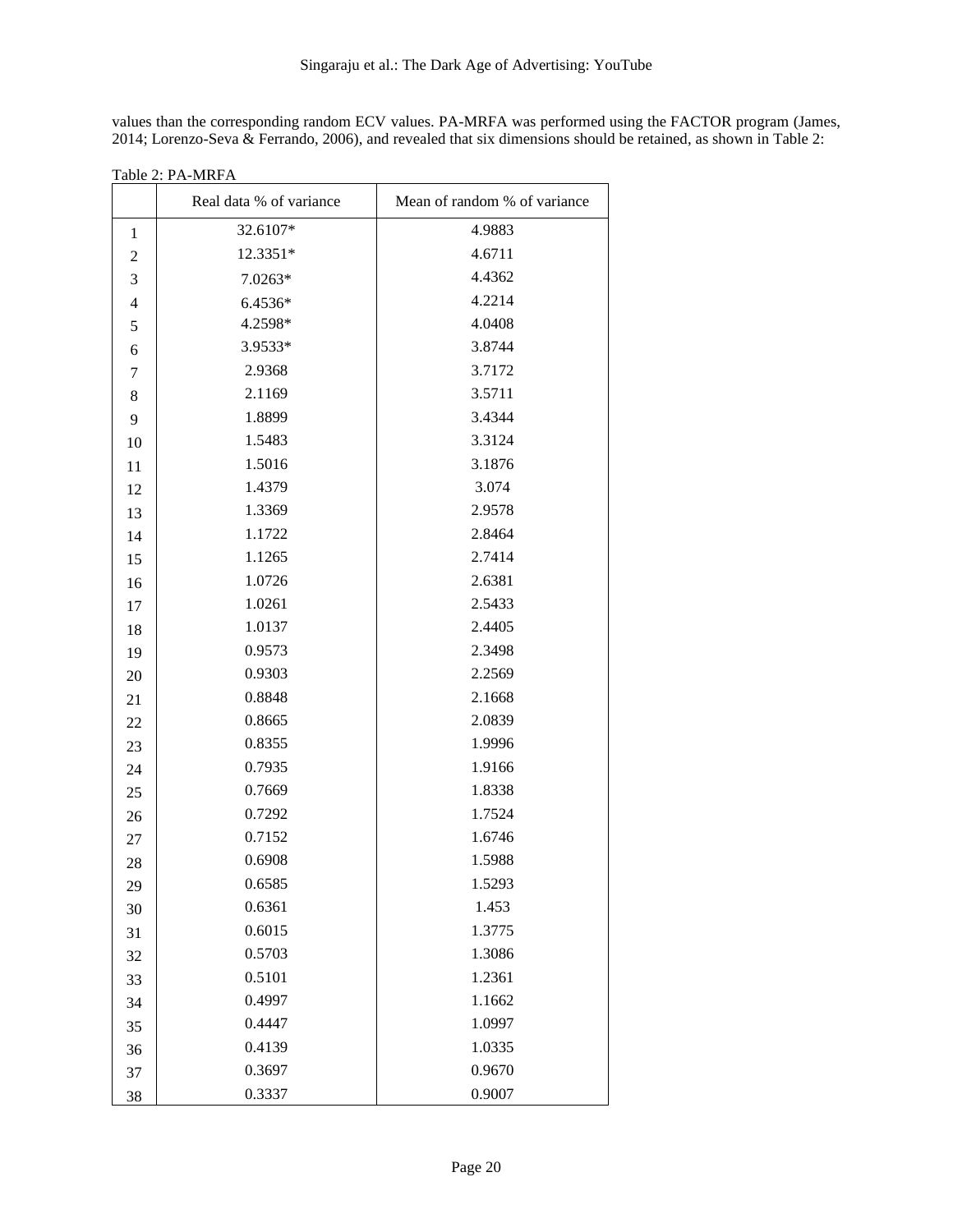values than the corresponding random ECV values. PA-MRFA was performed using the FACTOR program (James, 2014; Lorenzo-Seva & Ferrando, 2006), and revealed that six dimensions should be retained, as shown in Table 2:

Table 2: PA-MRFA

| | Real data % of variance | Mean of random % of variance |
|---|---|---|
| 1 | 32.6107* | 4.9883 |
| 2 | 12.3351* | 4.6711 |
| 3 | 7.0263* | 4.4362 |
| 4 | 6.4536* | 4.2214 |
| 5 | 4.2598* | 4.0408 |
| 6 | 3.9533* | 3.8744 |
| 7 | 2.9368 | 3.7172 |
| 8 | 2.1169 | 3.5711 |
| 9 | 1.8899 | 3.4344 |
| 10 | 1.5483 | 3.3124 |
| 11 | 1.5016 | 3.1876 |
| 12 | 1.4379 | 3.074 |
| 13 | 1.3369 | 2.9578 |
| 14 | 1.1722 | 2.8464 |
| 15 | 1.1265 | 2.7414 |
| 16 | 1.0726 | 2.6381 |
| 17 | 1.0261 | 2.5433 |
| 18 | 1.0137 | 2.4405 |
| 19 | 0.9573 | 2.3498 |
| 20 | 0.9303 | 2.2569 |
| 21 | 0.8848 | 2.1668 |
| 22 | 0.8665 | 2.0839 |
| 23 | 0.8355 | 1.9996 |
| 24 | 0.7935 | 1.9166 |
| 25 | 0.7669 | 1.8338 |
| 26 | 0.7292 | 1.7524 |
| 27 | 0.7152 | 1.6746 |
| 28 | 0.6908 | 1.5988 |
| 29 | 0.6585 | 1.5293 |
| 30 | 0.6361 | 1.453 |
| 31 | 0.6015 | 1.3775 |
| 32 | 0.5703 | 1.3086 |
| 33 | 0.5101 | 1.2361 |
| 34 | 0.4997 | 1.1662 |
| 35 | 0.4447 | 1.0997 |
| 36 | 0.4139 | 1.0335 |
| 37 | 0.3697 | 0.9670 |
| 38 | 0.3337 | 0.9007 |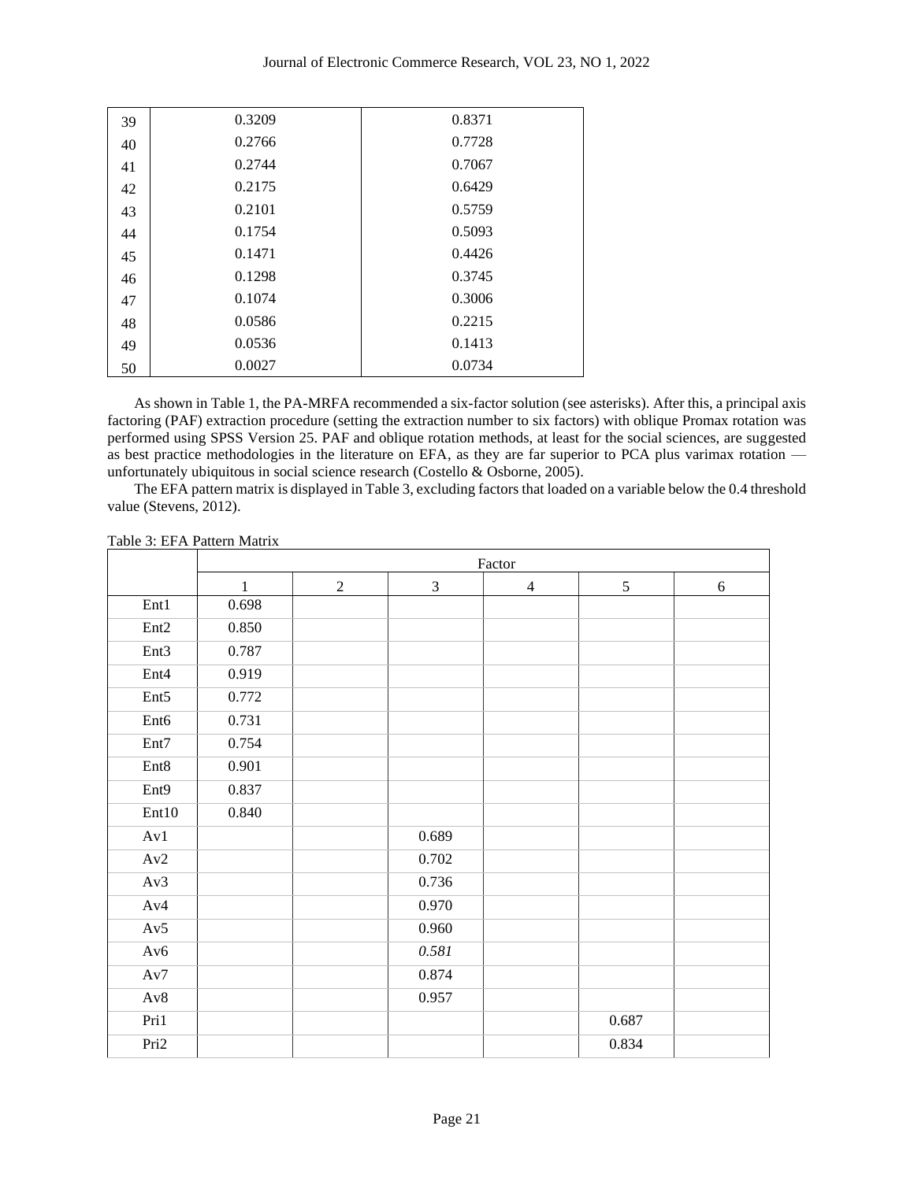| | | |
|---|---|---|
| 39 | 0.3209 | 0.8371 |
| 40 | 0.2766 | 0.7728 |
| 41 | 0.2744 | 0.7067 |
| 42 | 0.2175 | 0.6429 |
| 43 | 0.2101 | 0.5759 |
| 44 | 0.1754 | 0.5093 |
| 45 | 0.1471 | 0.4426 |
| 46 | 0.1298 | 0.3745 |
| 47 | 0.1074 | 0.3006 |
| 48 | 0.0586 | 0.2215 |
| 49 | 0.0536 | 0.1413 |
| 50 | 0.0027 | 0.0734 |

As shown in Table 1, the PA-MRFA recommended a six-factor solution (see asterisks). After this, a principal axis factoring (PAF) extraction procedure (setting the extraction number to six factors) with oblique Promax rotation was performed using SPSS Version 25. PAF and oblique rotation methods, at least for the social sciences, are suggested as best practice methodologies in the literature on EFA, as they are far superior to PCA plus varimax rotation — unfortunately ubiquitous in social science research (Costello & Osborne, 2005).

The EFA pattern matrix is displayed in Table 3, excluding factors that loaded on a variable below the 0.4 threshold value (Stevens, 2012).

Table 3: EFA Pattern Matrix

| | Factor | | | | | |
|---|---|---|---|---|---|---|
| | 1 | 2 | 3 | 4 | 5 | 6 |
| Ent1 | 0.698 | | | | | |
| Ent2 | 0.850 | | | | | |
| Ent3 | 0.787 | | | | | |
| Ent4 | 0.919 | | | | | |
| Ent5 | 0.772 | | | | | |
| Ent6 | 0.731 | | | | | |
| Ent7 | 0.754 | | | | | |
| Ent8 | 0.901 | | | | | |
| Ent9 | 0.837 | | | | | |
| Ent10 | 0.840 | | | | | |
| Av1 | | | 0.689 | | | |
| Av2 | | | 0.702 | | | |
| Av3 | | | 0.736 | | | |
| Av4 | | | 0.970 | | | |
| Av5 | | | 0.960 | | | |
| Av6 | | | *0.581* | | | |
| Av7 | | | 0.874 | | | |
| Av8 | | | 0.957 | | | |
| Pri1 | | | | | 0.687 | |
| Pri2 | | | | | 0.834 | |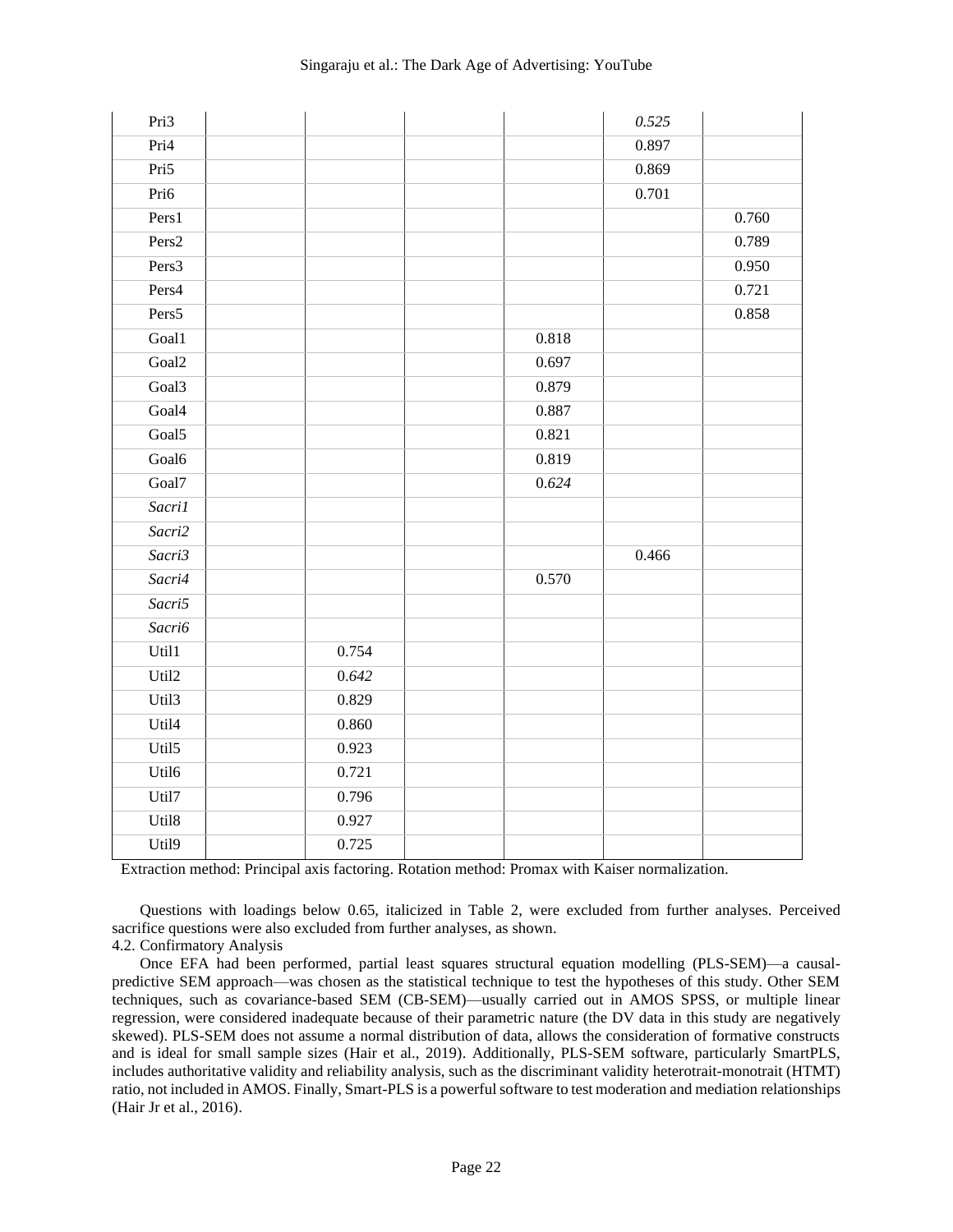| | | | | | | |
|---|---|---|---|---|---|---|
| Pri3 | | | | | *0.525* | |
| Pri4 | | | | | 0.897 | |
| Pri5 | | | | | 0.869 | |
| Pri6 | | | | | 0.701 | |
| Pers1 | | | | | | 0.760 |
| Pers2 | | | | | | 0.789 |
| Pers3 | | | | | | 0.950 |
| Pers4 | | | | | | 0.721 |
| Pers5 | | | | | | 0.858 |
| Goal1 | | | | 0.818 | | |
| Goal2 | | | | 0.697 | | |
| Goal3 | | | | 0.879 | | |
| Goal4 | | | | 0.887 | | |
| Goal5 | | | | 0.821 | | |
| Goal6 | | | | 0.819 | | |
| Goal7 | | | | 0.*624* | | |
| *Sacri1* | | | | | | |
| *Sacri2* | | | | | | |
| *Sacri3* | | | | | 0.466 | |
| *Sacri4* | | | | 0.570 | | |
| *Sacri5* | | | | | | |
| *Sacri6* | | | | | | |
| Util1 | | 0.754 | | | | |
| Util2 | | 0.*642* | | | | |
| Util3 | | 0.829 | | | | |
| Util4 | | 0.860 | | | | |
| Util5 | | 0.923 | | | | |
| Util6 | | 0.721 | | | | |
| Util7 | | 0.796 | | | | |
| Util8 | | 0.927 | | | | |
| Util9 | | 0.725 | | | | |

Extraction method: Principal axis factoring. Rotation method: Promax with Kaiser normalization.

Questions with loadings below 0.65, italicized in Table 2, were excluded from further analyses. Perceived sacrifice questions were also excluded from further analyses, as shown.

### 4.2. Confirmatory Analysis

Once EFA had been performed, partial least squares structural equation modelling (PLS-SEM)—a causal-predictive SEM approach—was chosen as the statistical technique to test the hypotheses of this study. Other SEM techniques, such as covariance-based SEM (CB-SEM)—usually carried out in AMOS SPSS, or multiple linear regression, were considered inadequate because of their parametric nature (the DV data in this study are negatively skewed). PLS-SEM does not assume a normal distribution of data, allows the consideration of formative constructs and is ideal for small sample sizes (Hair et al., 2019). Additionally, PLS-SEM software, particularly SmartPLS, includes authoritative validity and reliability analysis, such as the discriminant validity heterotrait-monotrait (HTMT) ratio, not included in AMOS. Finally, Smart-PLS is a powerful software to test moderation and mediation relationships (Hair Jr et al., 2016).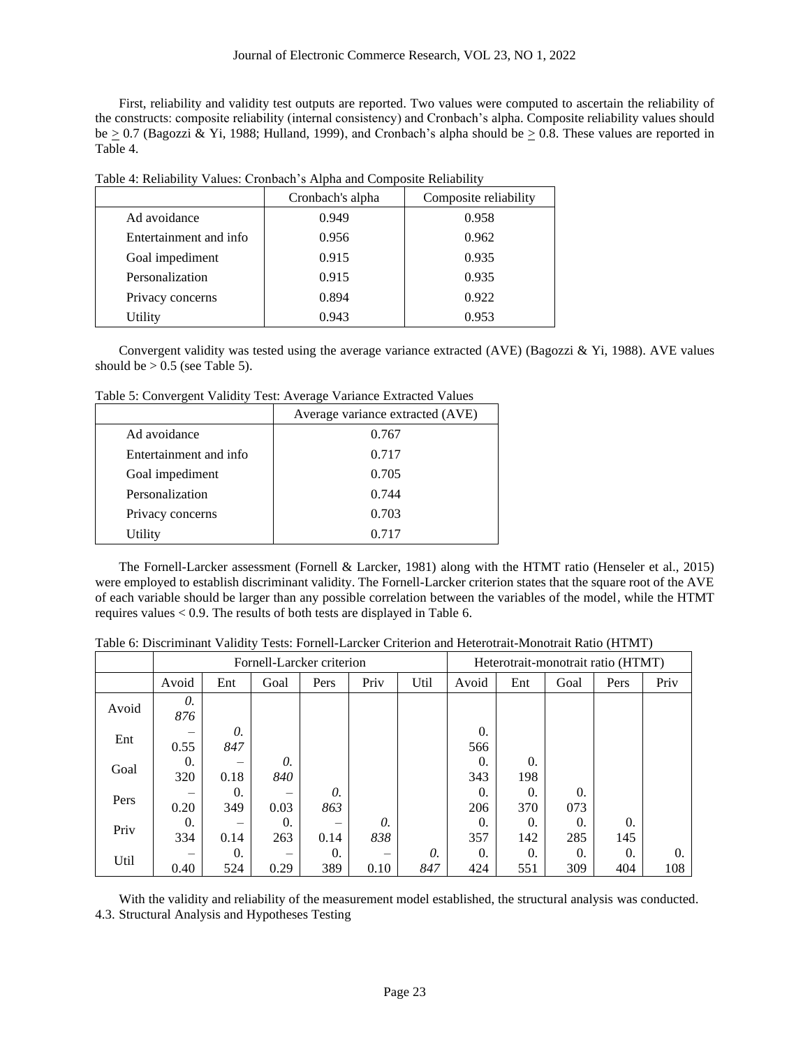First, reliability and validity test outputs are reported. Two values were computed to ascertain the reliability of the constructs: composite reliability (internal consistency) and Cronbach's alpha. Composite reliability values should be $\geq$ 0.7 (Bagozzi & Yi, 1988; Hulland, 1999), and Cronbach's alpha should be $\geq$ 0.8. These values are reported in Table 4.

Table 4: Reliability Values: Cronbach's Alpha and Composite Reliability

| | Cronbach's alpha | Composite reliability |
|---|---|---|
| Ad avoidance | 0.949 | 0.958 |
| Entertainment and info | 0.956 | 0.962 |
| Goal impediment | 0.915 | 0.935 |
| Personalization | 0.915 | 0.935 |
| Privacy concerns | 0.894 | 0.922 |
| Utility | 0.943 | 0.953 |

Convergent validity was tested using the average variance extracted (AVE) (Bagozzi & Yi, 1988). AVE values should be > 0.5 (see Table 5).

Table 5: Convergent Validity Test: Average Variance Extracted Values

| | Average variance extracted (AVE) |
|---|---|
| Ad avoidance | 0.767 |
| Entertainment and info | 0.717 |
| Goal impediment | 0.705 |
| Personalization | 0.744 |
| Privacy concerns | 0.703 |
| Utility | 0.717 |

The Fornell-Larcker assessment (Fornell & Larcker, 1981) along with the HTMT ratio (Henseler et al., 2015) were employed to establish discriminant validity. The Fornell-Larcker criterion states that the square root of the AVE of each variable should be larger than any possible correlation between the variables of the model, while the HTMT requires values < 0.9. The results of both tests are displayed in Table 6.

Table 6: Discriminant Validity Tests: Fornell-Larcker Criterion and Heterotrait-Monotrait Ratio (HTMT)

| | Fornell-Larcker criterion | | | | | | Heterotrait-monotrait ratio (HTMT) | | | | |
|---|---|---|---|---|---|---|---|---|---|---|---|
| | Avoid | Ent | Goal | Pers | Priv | Util | Avoid | Ent | Goal | Pers | Priv |
| Avoid | *0.876* | | | | | | | | | | |
| Ent | –0.55 | *0.847* | | | | | 0.566 | | | | |
| Goal | 0.320 | –0.18 | *0.840* | | | | 0.343 | 0.198 | | | |
| Pers | –0.20 | 0.349 | –0.03 | *0.863* | | | 0.206 | 0.370 | 0.073 | | |
| Priv | 0.334 | –0.14 | 0.263 | –0.14 | *0.838* | | 0.357 | 0.142 | 0.285 | 0.145 | |
| Util | –0.40 | 0.524 | –0.29 | 0.389 | –0.10 | *0.847* | 0.424 | 0.551 | 0.309 | 0.404 | 0.108 |

With the validity and reliability of the measurement model established, the structural analysis was conducted.

### 4.3. Structural Analysis and Hypotheses Testing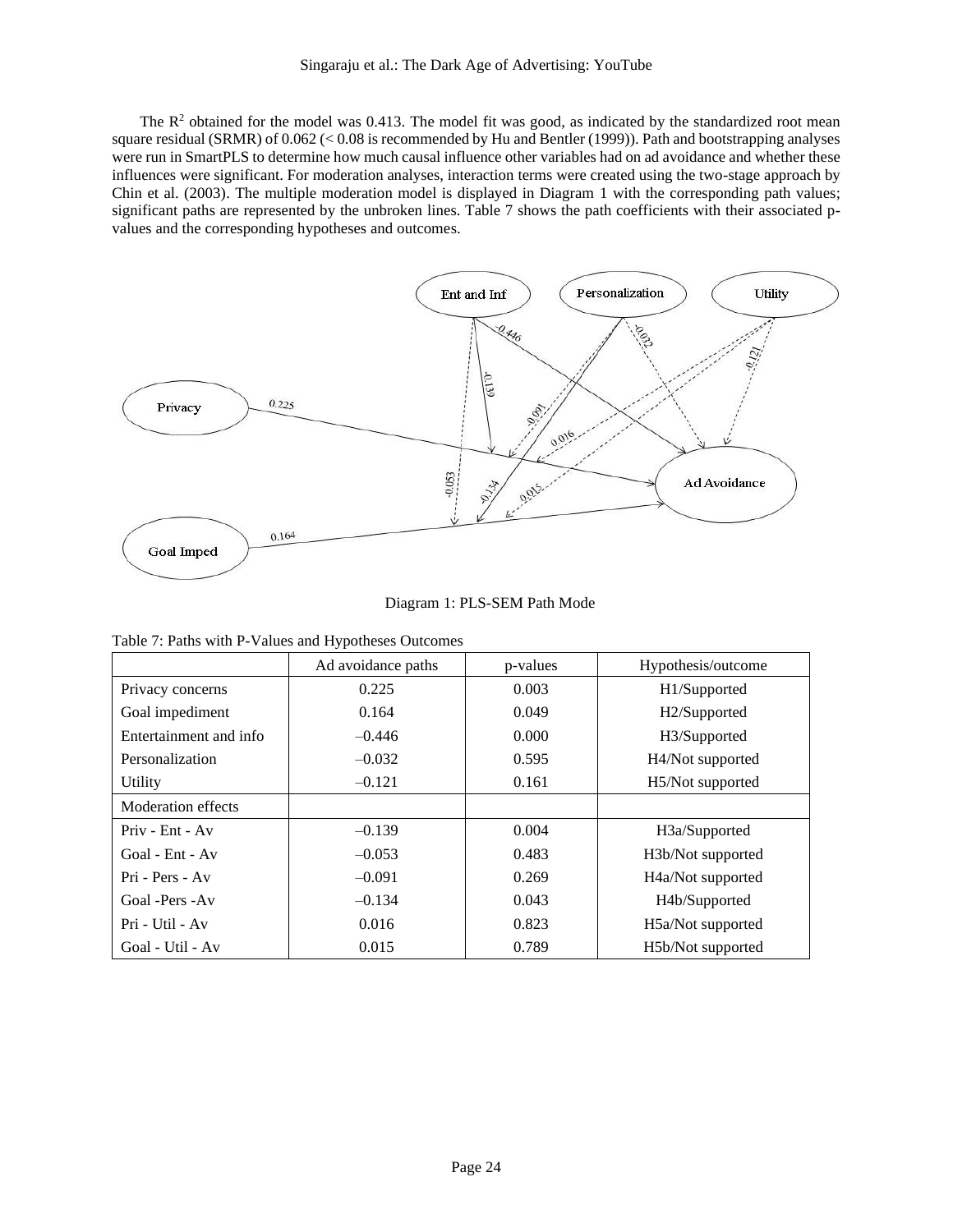The $R^2$ obtained for the model was 0.413. The model fit was good, as indicated by the standardized root mean square residual (SRMR) of 0.062 (< 0.08 is recommended by Hu and Bentler (1999)). Path and bootstrapping analyses were run in SmartPLS to determine how much causal influence other variables had on ad avoidance and whether these influences were significant. For moderation analyses, interaction terms were created using the two-stage approach by Chin et al. (2003). The multiple moderation model is displayed in Diagram 1 with the corresponding path values; significant paths are represented by the unbroken lines. Table 7 shows the path coefficients with their associated p-values and the corresponding hypotheses and outcomes.

Diagram 1: PLS-SEM Path Mode

Table 7: Paths with P-Values and Hypotheses Outcomes

| | Ad avoidance paths | p-values | Hypothesis/outcome |
|---|---|---|---|
| Privacy concerns | 0.225 | 0.003 | H1/Supported |
| Goal impediment | 0.164 | 0.049 | H2/Supported |
| Entertainment and info | –0.446 | 0.000 | H3/Supported |
| Personalization | –0.032 | 0.595 | H4/Not supported |
| Utility | –0.121 | 0.161 | H5/Not supported |
| Moderation effects | | | |
| Priv - Ent - Av | –0.139 | 0.004 | H3a/Supported |
| Goal - Ent - Av | –0.053 | 0.483 | H3b/Not supported |
| Pri - Pers - Av | –0.091 | 0.269 | H4a/Not supported |
| Goal -Pers -Av | –0.134 | 0.043 | H4b/Supported |
| Pri - Util - Av | 0.016 | 0.823 | H5a/Not supported |
| Goal - Util - Av | 0.015 | 0.789 | H5b/Not supported |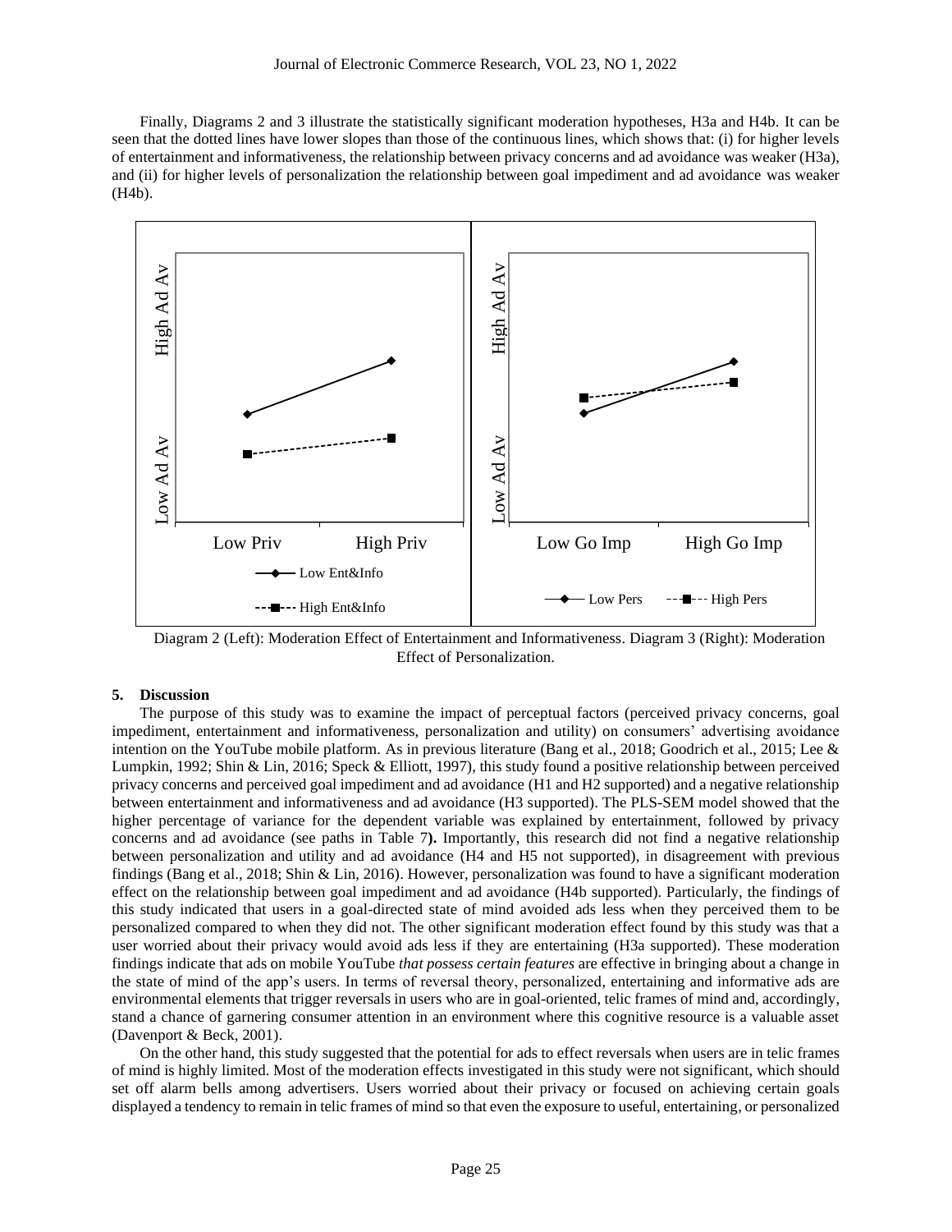Finally, Diagrams 2 and 3 illustrate the statistically significant moderation hypotheses, H3a and H4b. It can be seen that the dotted lines have lower slopes than those of the continuous lines, which shows that: (i) for higher levels of entertainment and informativeness, the relationship between privacy concerns and ad avoidance was weaker (H3a), and (ii) for higher levels of personalization the relationship between goal impediment and ad avoidance was weaker (H4b).

Diagram 2 (Left): Moderation Effect of Entertainment and Informativeness. Diagram 3 (Right): Moderation Effect of Personalization.

## 5. Discussion

The purpose of this study was to examine the impact of perceptual factors (perceived privacy concerns, goal impediment, entertainment and informativeness, personalization and utility) on consumers' advertising avoidance intention on the YouTube mobile platform. As in previous literature (Bang et al., 2018; Goodrich et al., 2015; Lee & Lumpkin, 1992; Shin & Lin, 2016; Speck & Elliott, 1997), this study found a positive relationship between perceived privacy concerns and perceived goal impediment and ad avoidance (H1 and H2 supported) and a negative relationship between entertainment and informativeness and ad avoidance (H3 supported). The PLS-SEM model showed that the higher percentage of variance for the dependent variable was explained by entertainment, followed by privacy concerns and ad avoidance (see paths in Table 7**).** Importantly, this research did not find a negative relationship between personalization and utility and ad avoidance (H4 and H5 not supported), in disagreement with previous findings (Bang et al., 2018; Shin & Lin, 2016). However, personalization was found to have a significant moderation effect on the relationship between goal impediment and ad avoidance (H4b supported). Particularly, the findings of this study indicated that users in a goal-directed state of mind avoided ads less when they perceived them to be personalized compared to when they did not. The other significant moderation effect found by this study was that a user worried about their privacy would avoid ads less if they are entertaining (H3a supported). These moderation findings indicate that ads on mobile YouTube *that possess certain features* are effective in bringing about a change in the state of mind of the app's users. In terms of reversal theory, personalized, entertaining and informative ads are environmental elements that trigger reversals in users who are in goal-oriented, telic frames of mind and, accordingly, stand a chance of garnering consumer attention in an environment where this cognitive resource is a valuable asset (Davenport & Beck, 2001).

On the other hand, this study suggested that the potential for ads to effect reversals when users are in telic frames of mind is highly limited. Most of the moderation effects investigated in this study were not significant, which should set off alarm bells among advertisers. Users worried about their privacy or focused on achieving certain goals displayed a tendency to remain in telic frames of mind so that even the exposure to useful, entertaining, or personalized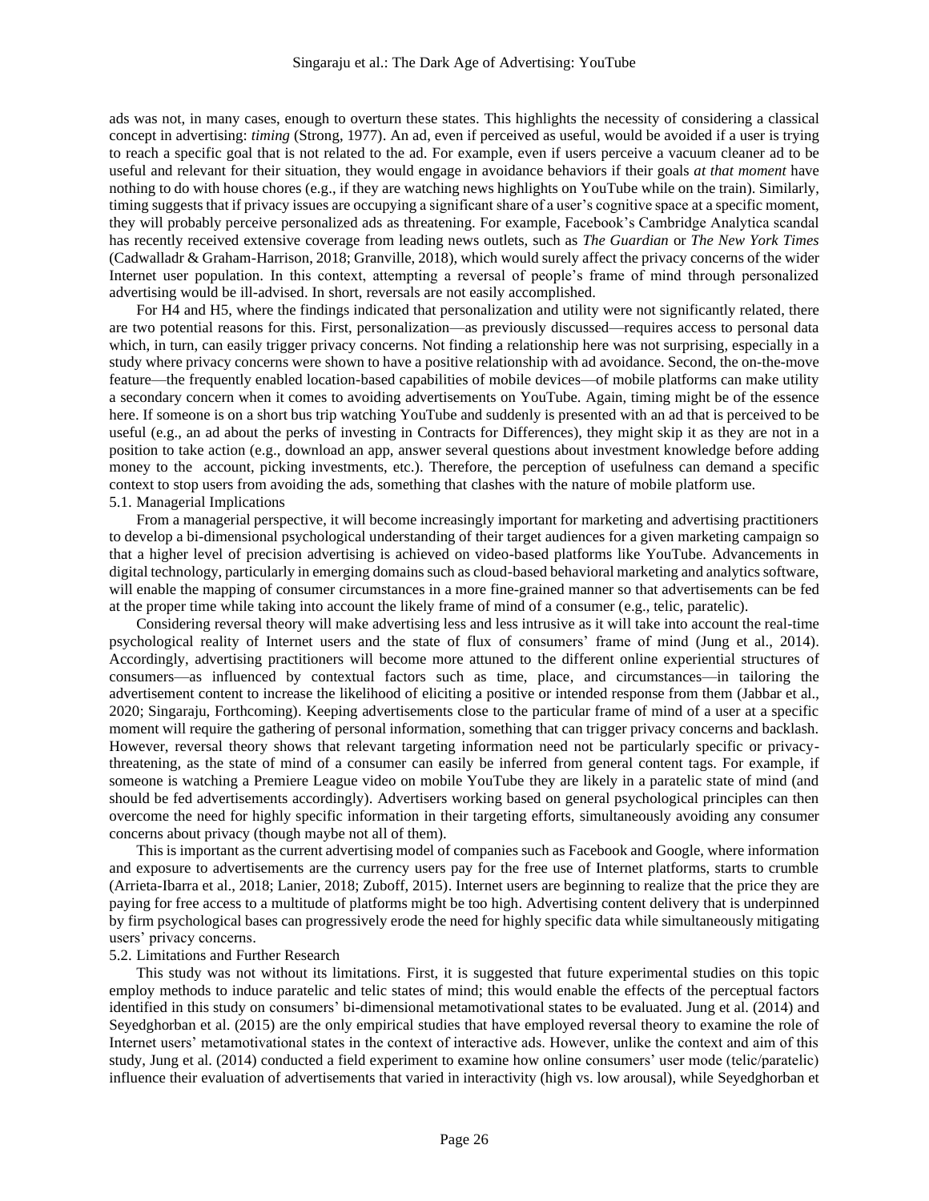ads was not, in many cases, enough to overturn these states. This highlights the necessity of considering a classical concept in advertising: *timing* (Strong, 1977). An ad, even if perceived as useful, would be avoided if a user is trying to reach a specific goal that is not related to the ad. For example, even if users perceive a vacuum cleaner ad to be useful and relevant for their situation, they would engage in avoidance behaviors if their goals *at that moment* have nothing to do with house chores (e.g., if they are watching news highlights on YouTube while on the train). Similarly, timing suggests that if privacy issues are occupying a significant share of a user's cognitive space at a specific moment, they will probably perceive personalized ads as threatening. For example, Facebook's Cambridge Analytica scandal has recently received extensive coverage from leading news outlets, such as *The Guardian* or *The New York Times* (Cadwalladr & Graham-Harrison, 2018; Granville, 2018), which would surely affect the privacy concerns of the wider Internet user population. In this context, attempting a reversal of people's frame of mind through personalized advertising would be ill-advised. In short, reversals are not easily accomplished.

For H4 and H5, where the findings indicated that personalization and utility were not significantly related, there are two potential reasons for this. First, personalization—as previously discussed—requires access to personal data which, in turn, can easily trigger privacy concerns. Not finding a relationship here was not surprising, especially in a study where privacy concerns were shown to have a positive relationship with ad avoidance. Second, the on-the-move feature—the frequently enabled location-based capabilities of mobile devices—of mobile platforms can make utility a secondary concern when it comes to avoiding advertisements on YouTube. Again, timing might be of the essence here. If someone is on a short bus trip watching YouTube and suddenly is presented with an ad that is perceived to be useful (e.g., an ad about the perks of investing in Contracts for Differences), they might skip it as they are not in a position to take action (e.g., download an app, answer several questions about investment knowledge before adding money to the account, picking investments, etc.). Therefore, the perception of usefulness can demand a specific context to stop users from avoiding the ads, something that clashes with the nature of mobile platform use.

## 5.1. Managerial Implications

From a managerial perspective, it will become increasingly important for marketing and advertising practitioners to develop a bi-dimensional psychological understanding of their target audiences for a given marketing campaign so that a higher level of precision advertising is achieved on video-based platforms like YouTube. Advancements in digital technology, particularly in emerging domains such as cloud-based behavioral marketing and analytics software, will enable the mapping of consumer circumstances in a more fine-grained manner so that advertisements can be fed at the proper time while taking into account the likely frame of mind of a consumer (e.g., telic, paratelic).

Considering reversal theory will make advertising less and less intrusive as it will take into account the real-time psychological reality of Internet users and the state of flux of consumers' frame of mind (Jung et al., 2014). Accordingly, advertising practitioners will become more attuned to the different online experiential structures of consumers—as influenced by contextual factors such as time, place, and circumstances—in tailoring the advertisement content to increase the likelihood of eliciting a positive or intended response from them (Jabbar et al., 2020; Singaraju, Forthcoming). Keeping advertisements close to the particular frame of mind of a user at a specific moment will require the gathering of personal information, something that can trigger privacy concerns and backlash. However, reversal theory shows that relevant targeting information need not be particularly specific or privacy-threatening, as the state of mind of a consumer can easily be inferred from general content tags. For example, if someone is watching a Premiere League video on mobile YouTube they are likely in a paratelic state of mind (and should be fed advertisements accordingly). Advertisers working based on general psychological principles can then overcome the need for highly specific information in their targeting efforts, simultaneously avoiding any consumer concerns about privacy (though maybe not all of them).

This is important as the current advertising model of companies such as Facebook and Google, where information and exposure to advertisements are the currency users pay for the free use of Internet platforms, starts to crumble (Arrieta-Ibarra et al., 2018; Lanier, 2018; Zuboff, 2015). Internet users are beginning to realize that the price they are paying for free access to a multitude of platforms might be too high. Advertising content delivery that is underpinned by firm psychological bases can progressively erode the need for highly specific data while simultaneously mitigating users' privacy concerns.

## 5.2. Limitations and Further Research

This study was not without its limitations. First, it is suggested that future experimental studies on this topic employ methods to induce paratelic and telic states of mind; this would enable the effects of the perceptual factors identified in this study on consumers' bi-dimensional metamotivational states to be evaluated. Jung et al. (2014) and Seyedghorban et al. (2015) are the only empirical studies that have employed reversal theory to examine the role of Internet users' metamotivational states in the context of interactive ads. However, unlike the context and aim of this study, Jung et al. (2014) conducted a field experiment to examine how online consumers' user mode (telic/paratelic) influence their evaluation of advertisements that varied in interactivity (high vs. low arousal), while Seyedghorban et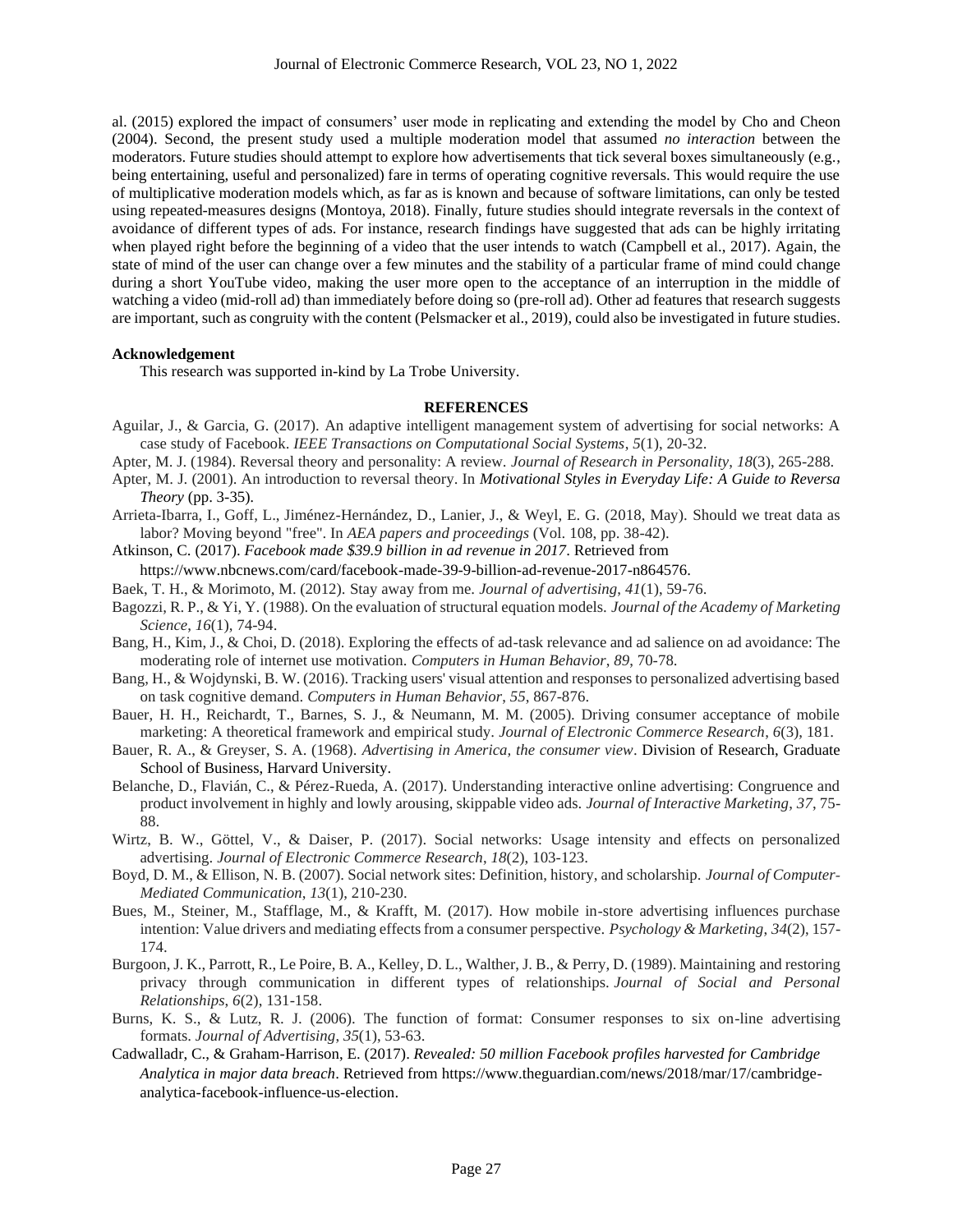al. (2015) explored the impact of consumers' user mode in replicating and extending the model by Cho and Cheon (2004). Second, the present study used a multiple moderation model that assumed *no interaction* between the moderators. Future studies should attempt to explore how advertisements that tick several boxes simultaneously (e.g., being entertaining, useful and personalized) fare in terms of operating cognitive reversals. This would require the use of multiplicative moderation models which, as far as is known and because of software limitations, can only be tested using repeated-measures designs (Montoya, 2018). Finally, future studies should integrate reversals in the context of avoidance of different types of ads. For instance, research findings have suggested that ads can be highly irritating when played right before the beginning of a video that the user intends to watch (Campbell et al., 2017). Again, the state of mind of the user can change over a few minutes and the stability of a particular frame of mind could change during a short YouTube video, making the user more open to the acceptance of an interruption in the middle of watching a video (mid-roll ad) than immediately before doing so (pre-roll ad). Other ad features that research suggests are important, such as congruity with the content (Pelsmacker et al., 2019), could also be investigated in future studies.

**Acknowledgement**

This research was supported in-kind by La Trobe University.

## REFERENCES

Aguilar, J., & Garcia, G. (2017). An adaptive intelligent management system of advertising for social networks: A case study of Facebook. *IEEE Transactions on Computational Social Systems*, *5*(1), 20-32.

Apter, M. J. (1984). Reversal theory and personality: A review. *Journal of Research in Personality*, *18*(3), 265-288.

Apter, M. J. (2001). An introduction to reversal theory. In *Motivational Styles in Everyday Life: A Guide to Reversa Theory* (pp. 3-35).

Arrieta-Ibarra, I., Goff, L., Jiménez-Hernández, D., Lanier, J., & Weyl, E. G. (2018, May). Should we treat data as labor? Moving beyond "free". In *AEA papers and proceedings* (Vol. 108, pp. 38-42).

Atkinson, C. (2017). *Facebook made $39.9 billion in ad revenue in 2017*. Retrieved from https://www.nbcnews.com/card/facebook-made-39-9-billion-ad-revenue-2017-n864576.

Baek, T. H., & Morimoto, M. (2012). Stay away from me. *Journal of advertising*, *41*(1), 59-76.

Bagozzi, R. P., & Yi, Y. (1988). On the evaluation of structural equation models. *Journal of the Academy of Marketing Science*, *16*(1), 74-94.

Bang, H., Kim, J., & Choi, D. (2018). Exploring the effects of ad-task relevance and ad salience on ad avoidance: The moderating role of internet use motivation. *Computers in Human Behavior*, *89*, 70-78.

Bang, H., & Wojdynski, B. W. (2016). Tracking users' visual attention and responses to personalized advertising based on task cognitive demand. *Computers in Human Behavior*, *55*, 867-876.

Bauer, H. H., Reichardt, T., Barnes, S. J., & Neumann, M. M. (2005). Driving consumer acceptance of mobile marketing: A theoretical framework and empirical study. *Journal of Electronic Commerce Research*, *6*(3), 181.

Bauer, R. A., & Greyser, S. A. (1968). *Advertising in America, the consumer view*. Division of Research, Graduate School of Business, Harvard University.

Belanche, D., Flavián, C., & Pérez-Rueda, A. (2017). Understanding interactive online advertising: Congruence and product involvement in highly and lowly arousing, skippable video ads. *Journal of Interactive Marketing*, *37*, 75-88.

Wirtz, B. W., Göttel, V., & Daiser, P. (2017). Social networks: Usage intensity and effects on personalized advertising. *Journal of Electronic Commerce Research*, *18*(2), 103-123.

Boyd, D. M., & Ellison, N. B. (2007). Social network sites: Definition, history, and scholarship. *Journal of Computer-Mediated Communication*, *13*(1), 210-230.

Bues, M., Steiner, M., Stafflage, M., & Krafft, M. (2017). How mobile in-store advertising influences purchase intention: Value drivers and mediating effects from a consumer perspective. *Psychology & Marketing*, *34*(2), 157-174.

Burgoon, J. K., Parrott, R., Le Poire, B. A., Kelley, D. L., Walther, J. B., & Perry, D. (1989). Maintaining and restoring privacy through communication in different types of relationships. *Journal of Social and Personal Relationships*, *6*(2), 131-158.

Burns, K. S., & Lutz, R. J. (2006). The function of format: Consumer responses to six on-line advertising formats. *Journal of Advertising*, *35*(1), 53-63.

Cadwalladr, C., & Graham-Harrison, E. (2017). *Revealed: 50 million Facebook profiles harvested for Cambridge Analytica in major data breach*. Retrieved from https://www.theguardian.com/news/2018/mar/17/cambridge-analytica-facebook-influence-us-election.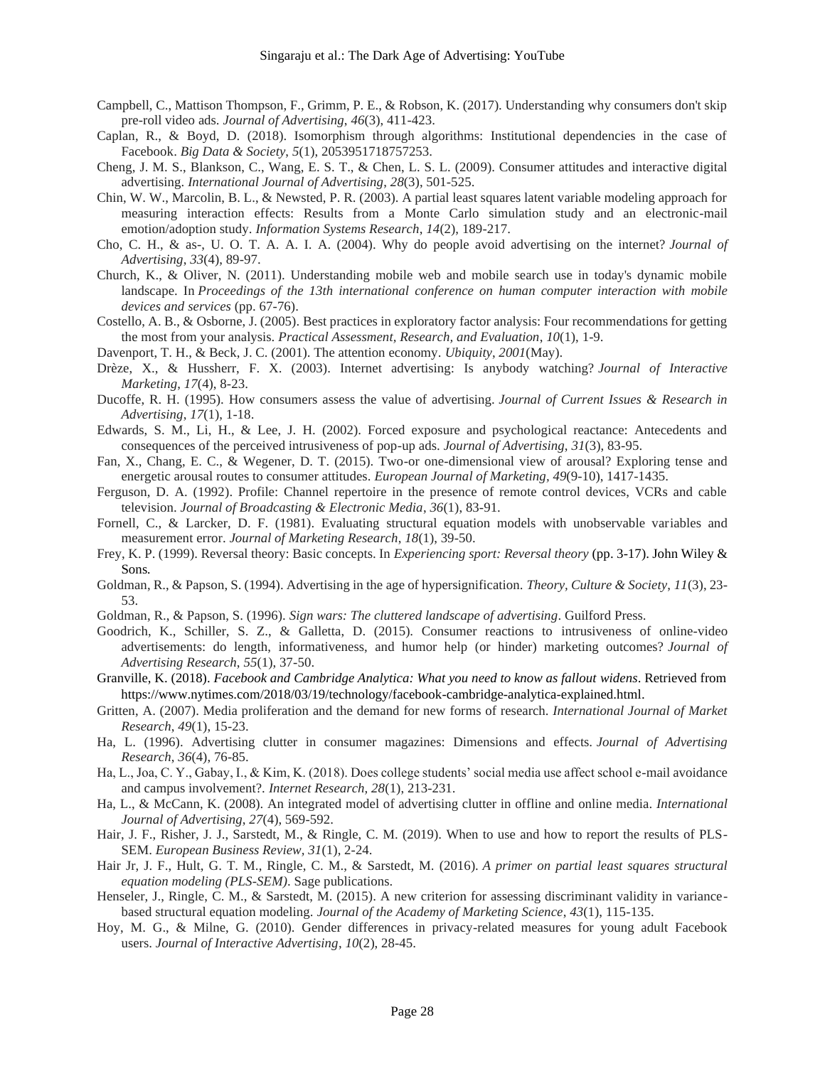Campbell, C., Mattison Thompson, F., Grimm, P. E., & Robson, K. (2017). Understanding why consumers don't skip pre-roll video ads. *Journal of Advertising*, *46*(3), 411-423.

Caplan, R., & Boyd, D. (2018). Isomorphism through algorithms: Institutional dependencies in the case of Facebook. *Big Data & Society*, *5*(1), 2053951718757253.

Cheng, J. M. S., Blankson, C., Wang, E. S. T., & Chen, L. S. L. (2009). Consumer attitudes and interactive digital advertising. *International Journal of Advertising*, *28*(3), 501-525.

Chin, W. W., Marcolin, B. L., & Newsted, P. R. (2003). A partial least squares latent variable modeling approach for measuring interaction effects: Results from a Monte Carlo simulation study and an electronic-mail emotion/adoption study. *Information Systems Research*, *14*(2), 189-217.

Cho, C. H., & as-, U. O. T. A. A. I. A. (2004). Why do people avoid advertising on the internet? *Journal of Advertising*, *33*(4), 89-97.

Church, K., & Oliver, N. (2011). Understanding mobile web and mobile search use in today's dynamic mobile landscape. In *Proceedings of the 13th international conference on human computer interaction with mobile devices and services* (pp. 67-76).

Costello, A. B., & Osborne, J. (2005). Best practices in exploratory factor analysis: Four recommendations for getting the most from your analysis. *Practical Assessment, Research, and Evaluation*, *10*(1), 1-9.

Davenport, T. H., & Beck, J. C. (2001). The attention economy. *Ubiquity*, *2001*(May).

Drèze, X., & Hussherr, F. X. (2003). Internet advertising: Is anybody watching? *Journal of Interactive Marketing*, *17*(4), 8-23.

Ducoffe, R. H. (1995). How consumers assess the value of advertising. *Journal of Current Issues & Research in Advertising*, *17*(1), 1-18.

Edwards, S. M., Li, H., & Lee, J. H. (2002). Forced exposure and psychological reactance: Antecedents and consequences of the perceived intrusiveness of pop-up ads. *Journal of Advertising*, *31*(3), 83-95.

Fan, X., Chang, E. C., & Wegener, D. T. (2015). Two-or one-dimensional view of arousal? Exploring tense and energetic arousal routes to consumer attitudes. *European Journal of Marketing, 49*(9-10), 1417-1435.

Ferguson, D. A. (1992). Profile: Channel repertoire in the presence of remote control devices, VCRs and cable television. *Journal of Broadcasting & Electronic Media*, *36*(1), 83-91.

Fornell, C., & Larcker, D. F. (1981). Evaluating structural equation models with unobservable variables and measurement error. *Journal of Marketing Research*, *18*(1), 39-50.

Frey, K. P. (1999). Reversal theory: Basic concepts. In *Experiencing sport: Reversal theory* (pp. 3-17). John Wiley & Sons.

Goldman, R., & Papson, S. (1994). Advertising in the age of hypersignification. *Theory, Culture & Society*, *11*(3), 23-53.

Goldman, R., & Papson, S. (1996). *Sign wars: The cluttered landscape of advertising*. Guilford Press.

Goodrich, K., Schiller, S. Z., & Galletta, D. (2015). Consumer reactions to intrusiveness of online-video advertisements: do length, informativeness, and humor help (or hinder) marketing outcomes? *Journal of Advertising Research*, *55*(1), 37-50.

Granville, K. (2018). *Facebook and Cambridge Analytica: What you need to know as fallout widens*. Retrieved from https://www.nytimes.com/2018/03/19/technology/facebook-cambridge-analytica-explained.html.

Gritten, A. (2007). Media proliferation and the demand for new forms of research. *International Journal of Market Research*, *49*(1), 15-23.

Ha, L. (1996). Advertising clutter in consumer magazines: Dimensions and effects. *Journal of Advertising Research*, *36*(4), 76-85.

Ha, L., Joa, C. Y., Gabay, I., & Kim, K. (2018). Does college students' social media use affect school e-mail avoidance and campus involvement?. *Internet Research, 28*(1), 213-231.

Ha, L., & McCann, K. (2008). An integrated model of advertising clutter in offline and online media. *International Journal of Advertising*, *27*(4), 569-592.

Hair, J. F., Risher, J. J., Sarstedt, M., & Ringle, C. M. (2019). When to use and how to report the results of PLS-SEM. *European Business Review*, *31*(1), 2-24.

Hair Jr, J. F., Hult, G. T. M., Ringle, C. M., & Sarstedt, M. (2016). *A primer on partial least squares structural equation modeling (PLS-SEM)*. Sage publications.

Henseler, J., Ringle, C. M., & Sarstedt, M. (2015). A new criterion for assessing discriminant validity in variance-based structural equation modeling. *Journal of the Academy of Marketing Science*, *43*(1), 115-135.

Hoy, M. G., & Milne, G. (2010). Gender differences in privacy-related measures for young adult Facebook users. *Journal of Interactive Advertising*, *10*(2), 28-45.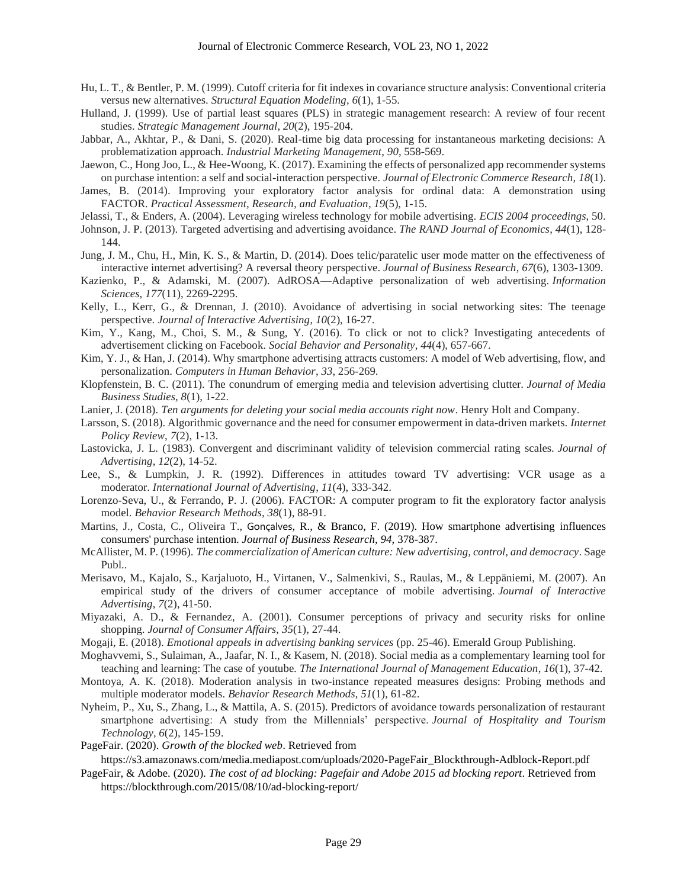Hu, L. T., & Bentler, P. M. (1999). Cutoff criteria for fit indexes in covariance structure analysis: Conventional criteria versus new alternatives. *Structural Equation Modeling*, *6*(1), 1-55.

Hulland, J. (1999). Use of partial least squares (PLS) in strategic management research: A review of four recent studies. *Strategic Management Journal*, *20*(2), 195-204.

Jabbar, A., Akhtar, P., & Dani, S. (2020). Real-time big data processing for instantaneous marketing decisions: A problematization approach. *Industrial Marketing Management*, *90*, 558-569.

Jaewon, C., Hong Joo, L., & Hee-Woong, K. (2017). Examining the effects of personalized app recommender systems on purchase intention: a self and social-interaction perspective. *Journal of Electronic Commerce Research*, *18*(1).

James, B. (2014). Improving your exploratory factor analysis for ordinal data: A demonstration using FACTOR. *Practical Assessment, Research, and Evaluation*, *19*(5), 1-15.

Jelassi, T., & Enders, A. (2004). Leveraging wireless technology for mobile advertising. *ECIS 2004 proceedings*, 50.

Johnson, J. P. (2013). Targeted advertising and advertising avoidance. *The RAND Journal of Economics*, *44*(1), 128-144.

Jung, J. M., Chu, H., Min, K. S., & Martin, D. (2014). Does telic/paratelic user mode matter on the effectiveness of interactive internet advertising? A reversal theory perspective. *Journal of Business Research*, *67*(6), 1303-1309.

Kazienko, P., & Adamski, M. (2007). AdROSA—Adaptive personalization of web advertising. *Information Sciences*, *177*(11), 2269-2295.

Kelly, L., Kerr, G., & Drennan, J. (2010). Avoidance of advertising in social networking sites: The teenage perspective. *Journal of Interactive Advertising*, *10*(2), 16-27.

Kim, Y., Kang, M., Choi, S. M., & Sung, Y. (2016). To click or not to click? Investigating antecedents of advertisement clicking on Facebook. *Social Behavior and Personality*, *44*(4), 657-667.

Kim, Y. J., & Han, J. (2014). Why smartphone advertising attracts customers: A model of Web advertising, flow, and personalization. *Computers in Human Behavior*, *33*, 256-269.

Klopfenstein, B. C. (2011). The conundrum of emerging media and television advertising clutter. *Journal of Media Business Studies*, *8*(1), 1-22.

Lanier, J. (2018). *Ten arguments for deleting your social media accounts right now*. Henry Holt and Company.

Larsson, S. (2018). Algorithmic governance and the need for consumer empowerment in data-driven markets. *Internet Policy Review*, *7*(2), 1-13.

Lastovicka, J. L. (1983). Convergent and discriminant validity of television commercial rating scales. *Journal of Advertising*, *12*(2), 14-52.

Lee, S., & Lumpkin, J. R. (1992). Differences in attitudes toward TV advertising: VCR usage as a moderator. *International Journal of Advertising*, *11*(4), 333-342.

Lorenzo-Seva, U., & Ferrando, P. J. (2006). FACTOR: A computer program to fit the exploratory factor analysis model. *Behavior Research Methods*, *38*(1), 88-91.

Martins, J., Costa, C., Oliveira T., Gonçalves, R., & Branco, F. (2019). How smartphone advertising influences consumers' purchase intention. *Journal of Business Research, 94,* 378-387.

McAllister, M. P. (1996). *The commercialization of American culture: New advertising, control, and democracy*. Sage Publ..

Merisavo, M., Kajalo, S., Karjaluoto, H., Virtanen, V., Salmenkivi, S., Raulas, M., & Leppäniemi, M. (2007). An empirical study of the drivers of consumer acceptance of mobile advertising. *Journal of Interactive Advertising*, *7*(2), 41-50.

Miyazaki, A. D., & Fernandez, A. (2001). Consumer perceptions of privacy and security risks for online shopping. *Journal of Consumer Affairs*, *35*(1), 27-44.

Mogaji, E. (2018). *Emotional appeals in advertising banking services* (pp. 25-46). Emerald Group Publishing.

Moghavvemi, S., Sulaiman, A., Jaafar, N. I., & Kasem, N. (2018). Social media as a complementary learning tool for teaching and learning: The case of youtube. *The International Journal of Management Education*, *16*(1), 37-42.

Montoya, A. K. (2018). Moderation analysis in two-instance repeated measures designs: Probing methods and multiple moderator models. *Behavior Research Methods*, *51*(1), 61-82.

Nyheim, P., Xu, S., Zhang, L., & Mattila, A. S. (2015). Predictors of avoidance towards personalization of restaurant smartphone advertising: A study from the Millennials' perspective. *Journal of Hospitality and Tourism Technology*, *6*(2), 145-159.

PageFair. (2020). *Growth of the blocked web*. Retrieved from https://s3.amazonaws.com/media.mediapost.com/uploads/2020-PageFair_Blockthrough-Adblock-Report.pdf

PageFair, & Adobe. (2020). *The cost of ad blocking: Pagefair and Adobe 2015 ad blocking report*. Retrieved from https://blockthrough.com/2015/08/10/ad-blocking-report/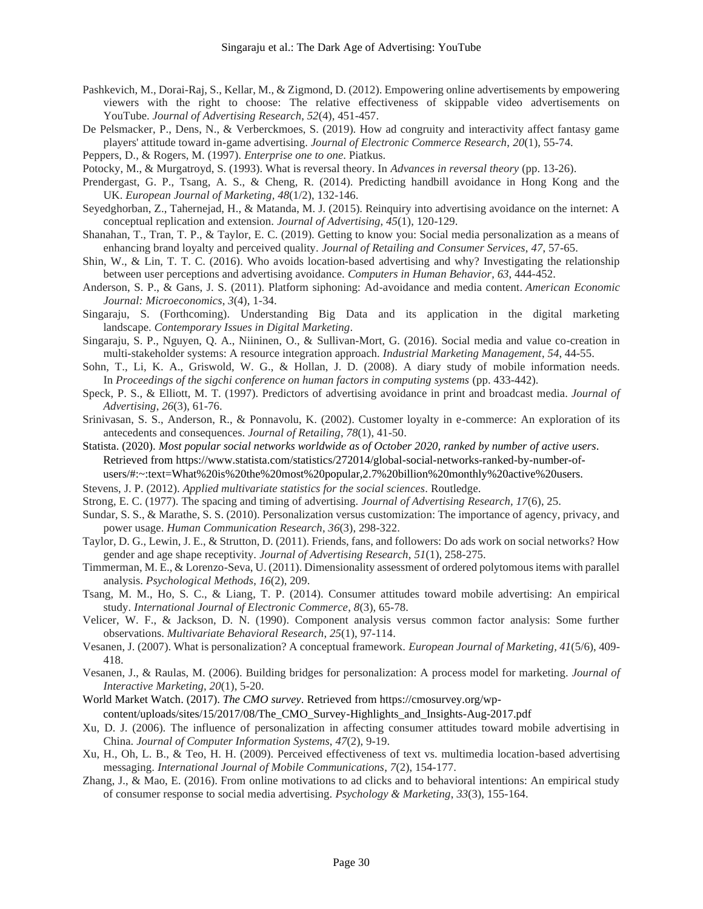Pashkevich, M., Dorai-Raj, S., Kellar, M., & Zigmond, D. (2012). Empowering online advertisements by empowering viewers with the right to choose: The relative effectiveness of skippable video advertisements on YouTube. *Journal of Advertising Research*, *52*(4), 451-457.

De Pelsmacker, P., Dens, N., & Verberckmoes, S. (2019). How ad congruity and interactivity affect fantasy game players' attitude toward in-game advertising. *Journal of Electronic Commerce Research*, *20*(1), 55-74.

Peppers, D., & Rogers, M. (1997). *Enterprise one to one*. Piatkus.

Potocky, M., & Murgatroyd, S. (1993). What is reversal theory. In *Advances in reversal theory* (pp. 13-26).

Prendergast, G. P., Tsang, A. S., & Cheng, R. (2014). Predicting handbill avoidance in Hong Kong and the UK. *European Journal of Marketing, 48*(1/2), 132-146.

Seyedghorban, Z., Tahernejad, H., & Matanda, M. J. (2015). Reinquiry into advertising avoidance on the internet: A conceptual replication and extension. *Journal of Advertising, 45*(1), 120-129.

Shanahan, T., Tran, T. P., & Taylor, E. C. (2019). Getting to know you: Social media personalization as a means of enhancing brand loyalty and perceived quality. *Journal of Retailing and Consumer Services*, *47*, 57-65.

Shin, W., & Lin, T. T. C. (2016). Who avoids location-based advertising and why? Investigating the relationship between user perceptions and advertising avoidance. *Computers in Human Behavior*, *63*, 444-452.

Anderson, S. P., & Gans, J. S. (2011). Platform siphoning: Ad-avoidance and media content. *American Economic Journal: Microeconomics*, *3*(4), 1-34.

Singaraju, S. (Forthcoming). Understanding Big Data and its application in the digital marketing landscape. *Contemporary Issues in Digital Marketing*.

Singaraju, S. P., Nguyen, Q. A., Niininen, O., & Sullivan-Mort, G. (2016). Social media and value co-creation in multi-stakeholder systems: A resource integration approach. *Industrial Marketing Management*, *54*, 44-55.

Sohn, T., Li, K. A., Griswold, W. G., & Hollan, J. D. (2008). A diary study of mobile information needs. In *Proceedings of the sigchi conference on human factors in computing systems* (pp. 433-442).

Speck, P. S., & Elliott, M. T. (1997). Predictors of advertising avoidance in print and broadcast media. *Journal of Advertising*, *26*(3), 61-76.

Srinivasan, S. S., Anderson, R., & Ponnavolu, K. (2002). Customer loyalty in e-commerce: An exploration of its antecedents and consequences. *Journal of Retailing*, *78*(1), 41-50.

Statista. (2020). *Most popular social networks worldwide as of October 2020, ranked by number of active users*. Retrieved from https://www.statista.com/statistics/272014/global-social-networks-ranked-by-number-of-users/#:~:text=What%20is%20the%20most%20popular,2.7%20billion%20monthly%20active%20users.

Stevens, J. P. (2012). *Applied multivariate statistics for the social sciences*. Routledge.

Strong, E. C. (1977). The spacing and timing of advertising. *Journal of Advertising Research, 17*(6), 25.

Sundar, S. S., & Marathe, S. S. (2010). Personalization versus customization: The importance of agency, privacy, and power usage. *Human Communication Research*, *36*(3), 298-322.

Taylor, D. G., Lewin, J. E., & Strutton, D. (2011). Friends, fans, and followers: Do ads work on social networks? How gender and age shape receptivity. *Journal of Advertising Research*, *51*(1), 258-275.

Timmerman, M. E., & Lorenzo-Seva, U. (2011). Dimensionality assessment of ordered polytomous items with parallel analysis. *Psychological Methods, 16*(2), 209.

Tsang, M. M., Ho, S. C., & Liang, T. P. (2014). Consumer attitudes toward mobile advertising: An empirical study. *International Journal of Electronic Commerce*, *8*(3), 65-78.

Velicer, W. F., & Jackson, D. N. (1990). Component analysis versus common factor analysis: Some further observations. *Multivariate Behavioral Research*, *25*(1), 97-114.

Vesanen, J. (2007). What is personalization? A conceptual framework. *European Journal of Marketing, 41*(5/6), 409-418.

Vesanen, J., & Raulas, M. (2006). Building bridges for personalization: A process model for marketing. *Journal of Interactive Marketing*, *20*(1), 5-20.

World Market Watch. (2017). *The CMO survey*. Retrieved from https://cmosurvey.org/wp-content/uploads/sites/15/2017/08/The_CMO_Survey-Highlights_and_Insights-Aug-2017.pdf

Xu, D. J. (2006). The influence of personalization in affecting consumer attitudes toward mobile advertising in China. *Journal of Computer Information Systems*, *47*(2), 9-19.

Xu, H., Oh, L. B., & Teo, H. H. (2009). Perceived effectiveness of text vs. multimedia location-based advertising messaging. *International Journal of Mobile Communications*, *7*(2), 154-177.

Zhang, J., & Mao, E. (2016). From online motivations to ad clicks and to behavioral intentions: An empirical study of consumer response to social media advertising. *Psychology & Marketing*, *33*(3), 155-164.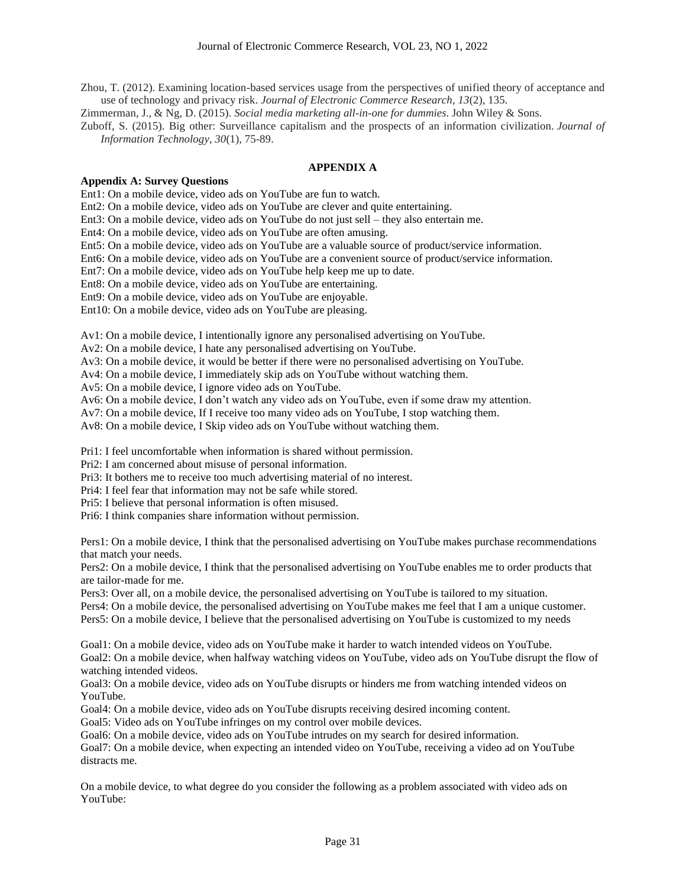Zhou, T. (2012). Examining location-based services usage from the perspectives of unified theory of acceptance and use of technology and privacy risk. *Journal of Electronic Commerce Research*, *13*(2), 135.

Zimmerman, J., & Ng, D. (2015). *Social media marketing all-in-one for dummies*. John Wiley & Sons.

Zuboff, S. (2015). Big other: Surveillance capitalism and the prospects of an information civilization. *Journal of Information Technology*, *30*(1), 75-89.

## APPENDIX A

**Appendix A: Survey Questions**

Ent1: On a mobile device, video ads on YouTube are fun to watch.
Ent2: On a mobile device, video ads on YouTube are clever and quite entertaining.
Ent3: On a mobile device, video ads on YouTube do not just sell – they also entertain me.
Ent4: On a mobile device, video ads on YouTube are often amusing.
Ent5: On a mobile device, video ads on YouTube are a valuable source of product/service information.
Ent6: On a mobile device, video ads on YouTube are a convenient source of product/service information.
Ent7: On a mobile device, video ads on YouTube help keep me up to date.
Ent8: On a mobile device, video ads on YouTube are entertaining.
Ent9: On a mobile device, video ads on YouTube are enjoyable.
Ent10: On a mobile device, video ads on YouTube are pleasing.

Av1: On a mobile device, I intentionally ignore any personalised advertising on YouTube.
Av2: On a mobile device, I hate any personalised advertising on YouTube.
Av3: On a mobile device, it would be better if there were no personalised advertising on YouTube.
Av4: On a mobile device, I immediately skip ads on YouTube without watching them.
Av5: On a mobile device, I ignore video ads on YouTube.
Av6: On a mobile device, I don't watch any video ads on YouTube, even if some draw my attention.
Av7: On a mobile device, If I receive too many video ads on YouTube, I stop watching them.
Av8: On a mobile device, I Skip video ads on YouTube without watching them.

Pri1: I feel uncomfortable when information is shared without permission.
Pri2: I am concerned about misuse of personal information.
Pri3: It bothers me to receive too much advertising material of no interest.
Pri4: I feel fear that information may not be safe while stored.
Pri5: I believe that personal information is often misused.
Pri6: I think companies share information without permission.

Pers1: On a mobile device, I think that the personalised advertising on YouTube makes purchase recommendations that match your needs.
Pers2: On a mobile device, I think that the personalised advertising on YouTube enables me to order products that are tailor-made for me.
Pers3: Over all, on a mobile device, the personalised advertising on YouTube is tailored to my situation.
Pers4: On a mobile device, the personalised advertising on YouTube makes me feel that I am a unique customer.
Pers5: On a mobile device, I believe that the personalised advertising on YouTube is customized to my needs

Goal1: On a mobile device, video ads on YouTube make it harder to watch intended videos on YouTube.
Goal2: On a mobile device, when halfway watching videos on YouTube, video ads on YouTube disrupt the flow of watching intended videos.
Goal3: On a mobile device, video ads on YouTube disrupts or hinders me from watching intended videos on YouTube.
Goal4: On a mobile device, video ads on YouTube disrupts receiving desired incoming content.
Goal5: Video ads on YouTube infringes on my control over mobile devices.
Goal6: On a mobile device, video ads on YouTube intrudes on my search for desired information.
Goal7: On a mobile device, when expecting an intended video on YouTube, receiving a video ad on YouTube distracts me.

On a mobile device, to what degree do you consider the following as a problem associated with video ads on YouTube: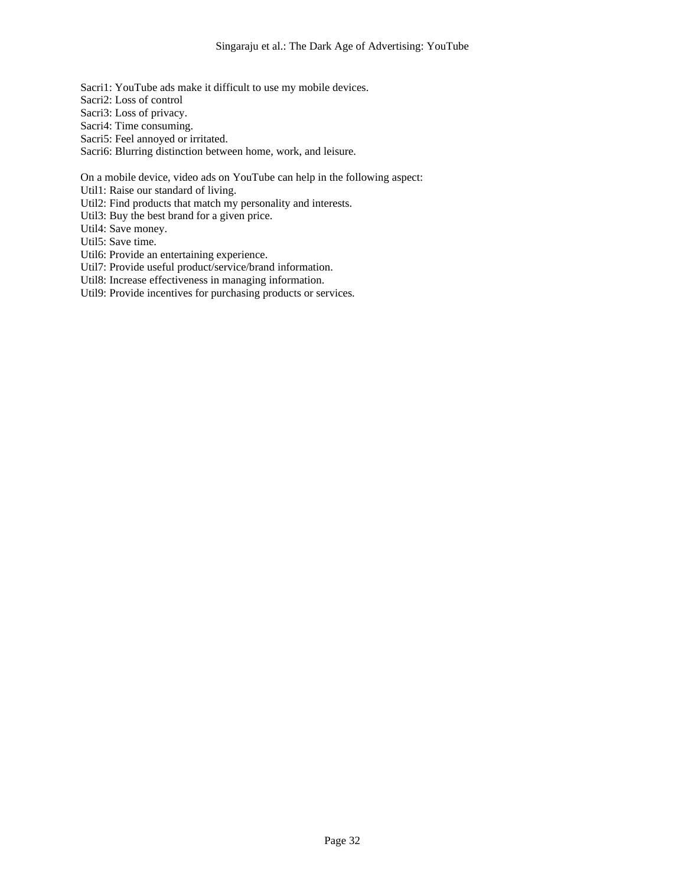Sacri1: YouTube ads make it difficult to use my mobile devices.  
Sacri2: Loss of control  
Sacri3: Loss of privacy.  
Sacri4: Time consuming.  
Sacri5: Feel annoyed or irritated.  
Sacri6: Blurring distinction between home, work, and leisure.

On a mobile device, video ads on YouTube can help in the following aspect:  
Util1: Raise our standard of living.  
Util2: Find products that match my personality and interests.  
Util3: Buy the best brand for a given price.  
Util4: Save money.  
Util5: Save time.  
Util6: Provide an entertaining experience.  
Util7: Provide useful product/service/brand information.  
Util8: Increase effectiveness in managing information.  
Util9: Provide incentives for purchasing products or services.